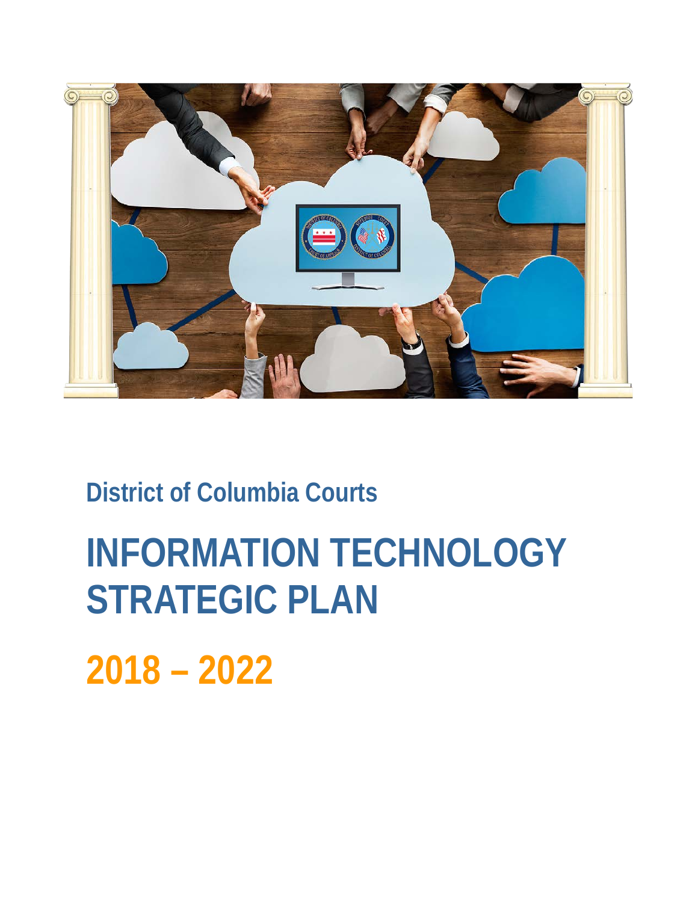## District of Columbia Courts

# INFORMATION TECHNOLOGY STRATEGIC PLAN

# 2018 – 2022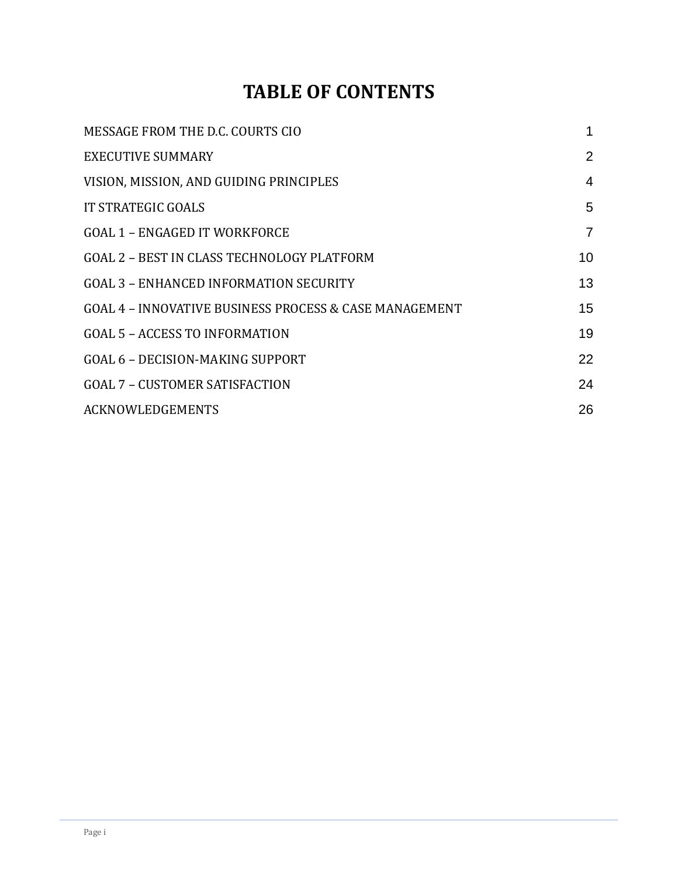# TABLE OF CONTENTS

| | |
|---|---|
| MESSAGE FROM THE D.C. COURTS CIO | 1 |
| EXECUTIVE SUMMARY | 2 |
| VISION, MISSION, AND GUIDING PRINCIPLES | 4 |
| IT STRATEGIC GOALS | 5 |
| GOAL 1 – ENGAGED IT WORKFORCE | 7 |
| GOAL 2 – BEST IN CLASS TECHNOLOGY PLATFORM | 10 |
| GOAL 3 – ENHANCED INFORMATION SECURITY | 13 |
| GOAL 4 – INNOVATIVE BUSINESS PROCESS & CASE MANAGEMENT | 15 |
| GOAL 5 – ACCESS TO INFORMATION | 19 |
| GOAL 6 – DECISION-MAKING SUPPORT | 22 |
| GOAL 7 – CUSTOMER SATISFACTION | 24 |
| ACKNOWLEDGEMENTS | 26 |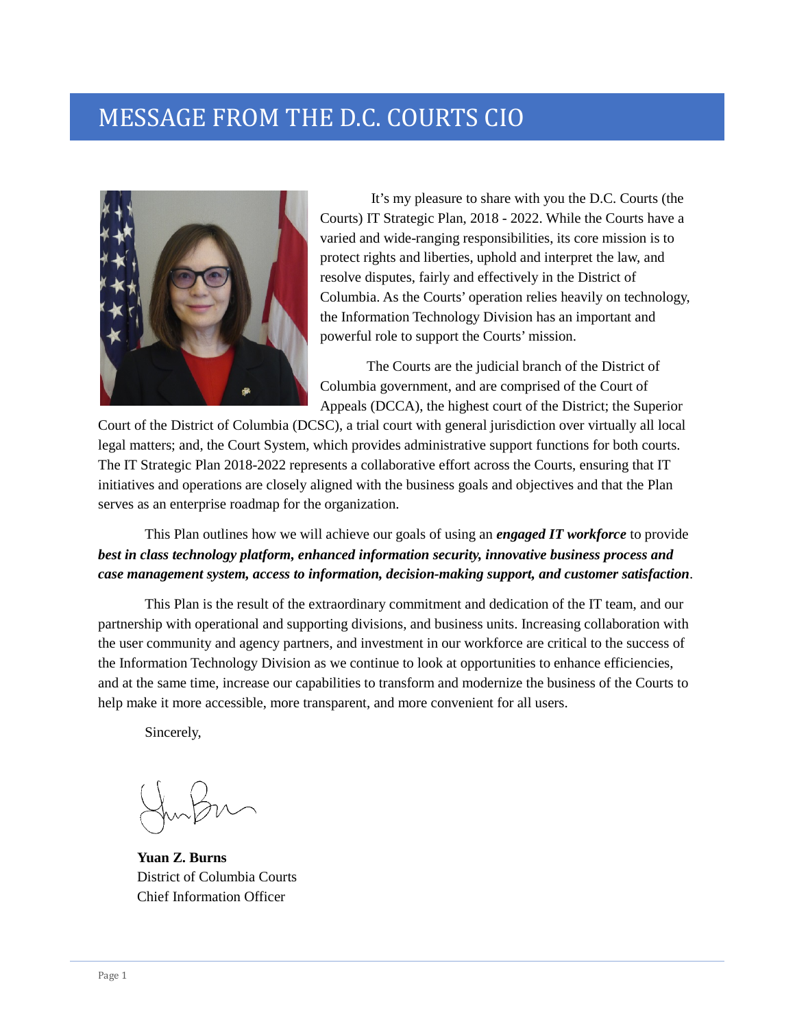# MESSAGE FROM THE D.C. COURTS CIO

It's my pleasure to share with you the D.C. Courts (the Courts) IT Strategic Plan, 2018 - 2022. While the Courts have a varied and wide-ranging responsibilities, its core mission is to protect rights and liberties, uphold and interpret the law, and resolve disputes, fairly and effectively in the District of Columbia. As the Courts' operation relies heavily on technology, the Information Technology Division has an important and powerful role to support the Courts' mission.

The Courts are the judicial branch of the District of Columbia government, and are comprised of the Court of Appeals (DCCA), the highest court of the District; the Superior Court of the District of Columbia (DCSC), a trial court with general jurisdiction over virtually all local legal matters; and, the Court System, which provides administrative support functions for both courts. The IT Strategic Plan 2018-2022 represents a collaborative effort across the Courts, ensuring that IT initiatives and operations are closely aligned with the business goals and objectives and that the Plan serves as an enterprise roadmap for the organization.

This Plan outlines how we will achieve our goals of using an ***engaged IT workforce*** to provide ***best in class technology platform, enhanced information security, innovative business process and case management system, access to information, decision-making support, and customer satisfaction***.

This Plan is the result of the extraordinary commitment and dedication of the IT team, and our partnership with operational and supporting divisions, and business units. Increasing collaboration with the user community and agency partners, and investment in our workforce are critical to the success of the Information Technology Division as we continue to look at opportunities to enhance efficiencies, and at the same time, increase our capabilities to transform and modernize the business of the Courts to help make it more accessible, more transparent, and more convenient for all users.

Sincerely,

**Yuan Z. Burns**
District of Columbia Courts
Chief Information Officer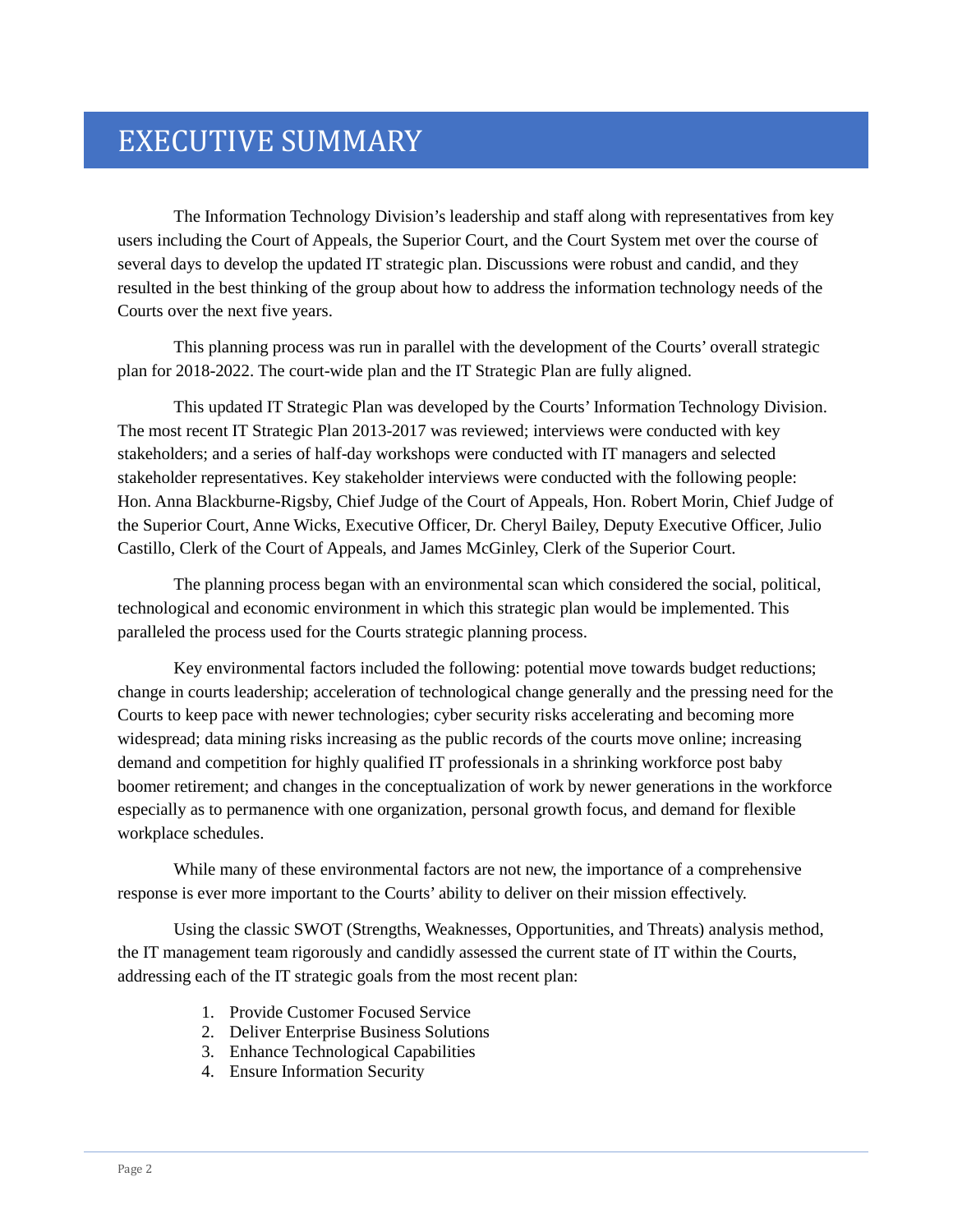# EXECUTIVE SUMMARY

The Information Technology Division's leadership and staff along with representatives from key users including the Court of Appeals, the Superior Court, and the Court System met over the course of several days to develop the updated IT strategic plan. Discussions were robust and candid, and they resulted in the best thinking of the group about how to address the information technology needs of the Courts over the next five years.

This planning process was run in parallel with the development of the Courts' overall strategic plan for 2018-2022. The court-wide plan and the IT Strategic Plan are fully aligned.

This updated IT Strategic Plan was developed by the Courts' Information Technology Division. The most recent IT Strategic Plan 2013-2017 was reviewed; interviews were conducted with key stakeholders; and a series of half-day workshops were conducted with IT managers and selected stakeholder representatives. Key stakeholder interviews were conducted with the following people: Hon. Anna Blackburne-Rigsby, Chief Judge of the Court of Appeals, Hon. Robert Morin, Chief Judge of the Superior Court, Anne Wicks, Executive Officer, Dr. Cheryl Bailey, Deputy Executive Officer, Julio Castillo, Clerk of the Court of Appeals, and James McGinley, Clerk of the Superior Court.

The planning process began with an environmental scan which considered the social, political, technological and economic environment in which this strategic plan would be implemented. This paralleled the process used for the Courts strategic planning process.

Key environmental factors included the following: potential move towards budget reductions; change in courts leadership; acceleration of technological change generally and the pressing need for the Courts to keep pace with newer technologies; cyber security risks accelerating and becoming more widespread; data mining risks increasing as the public records of the courts move online; increasing demand and competition for highly qualified IT professionals in a shrinking workforce post baby boomer retirement; and changes in the conceptualization of work by newer generations in the workforce especially as to permanence with one organization, personal growth focus, and demand for flexible workplace schedules.

While many of these environmental factors are not new, the importance of a comprehensive response is ever more important to the Courts' ability to deliver on their mission effectively.

Using the classic SWOT (Strengths, Weaknesses, Opportunities, and Threats) analysis method, the IT management team rigorously and candidly assessed the current state of IT within the Courts, addressing each of the IT strategic goals from the most recent plan:

1. Provide Customer Focused Service
2. Deliver Enterprise Business Solutions
3. Enhance Technological Capabilities
4. Ensure Information Security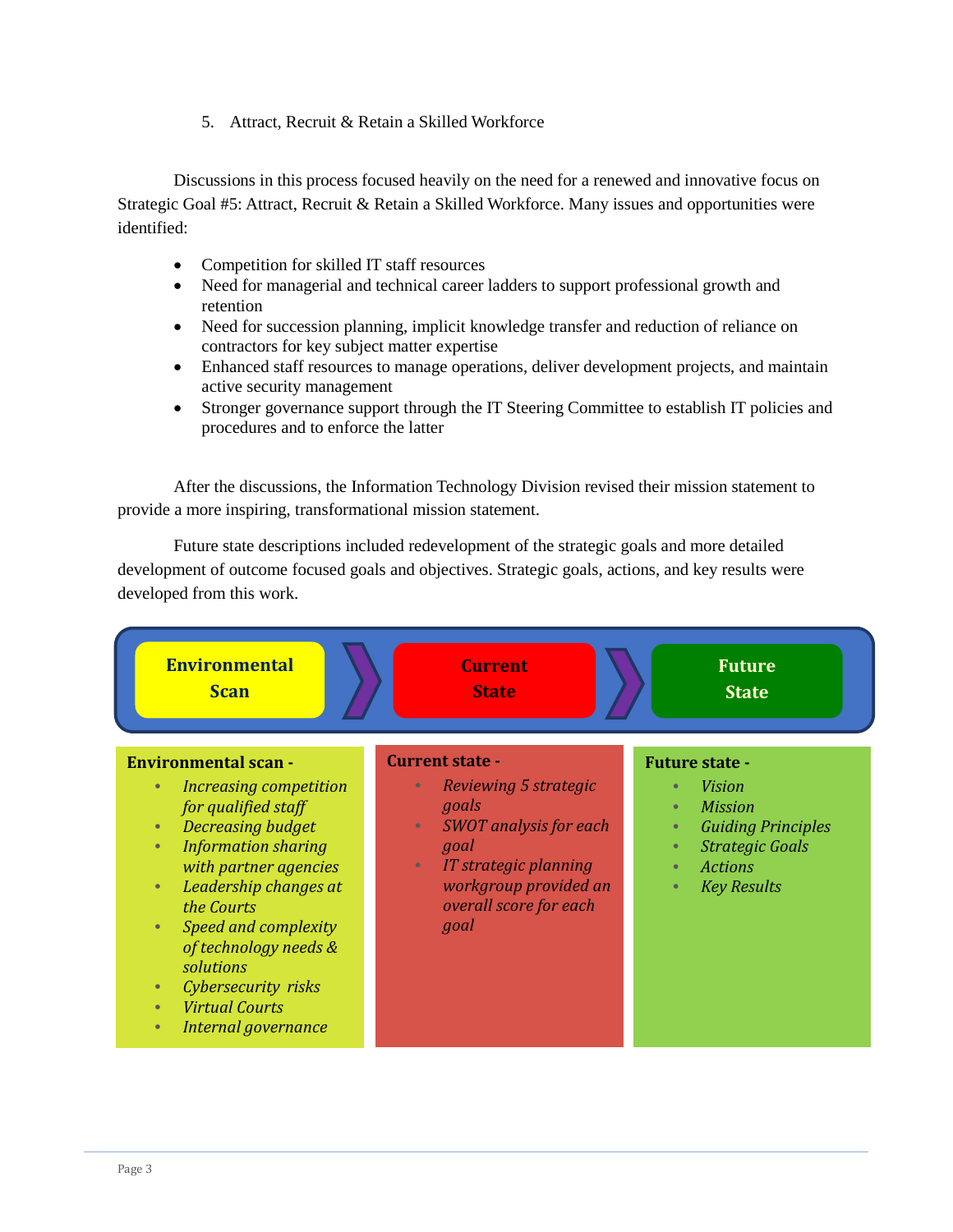5. Attract, Recruit & Retain a Skilled Workforce

Discussions in this process focused heavily on the need for a renewed and innovative focus on Strategic Goal #5: Attract, Recruit & Retain a Skilled Workforce. Many issues and opportunities were identified:

- Competition for skilled IT staff resources
- Need for managerial and technical career ladders to support professional growth and retention
- Need for succession planning, implicit knowledge transfer and reduction of reliance on contractors for key subject matter expertise
- Enhanced staff resources to manage operations, deliver development projects, and maintain active security management
- Stronger governance support through the IT Steering Committee to establish IT policies and procedures and to enforce the latter

After the discussions, the Information Technology Division revised their mission statement to provide a more inspiring, transformational mission statement.

Future state descriptions included redevelopment of the strategic goals and more detailed development of outcome focused goals and objectives. Strategic goals, actions, and key results were developed from this work.

**Environmental Scan** → **Current State** → **Future State**

**Environmental scan -**

- *Increasing competition for qualified staff*
- *Decreasing budget*
- *Information sharing with partner agencies*
- *Leadership changes at the Courts*
- *Speed and complexity of technology needs & solutions*
- *Cybersecurity risks*
- *Virtual Courts*
- *Internal governance*

**Current state -**

- *Reviewing 5 strategic goals*
- *SWOT analysis for each goal*
- *IT strategic planning workgroup provided an overall score for each goal*

**Future state -**

- *Vision*
- *Mission*
- *Guiding Principles*
- *Strategic Goals*
- *Actions*
- *Key Results*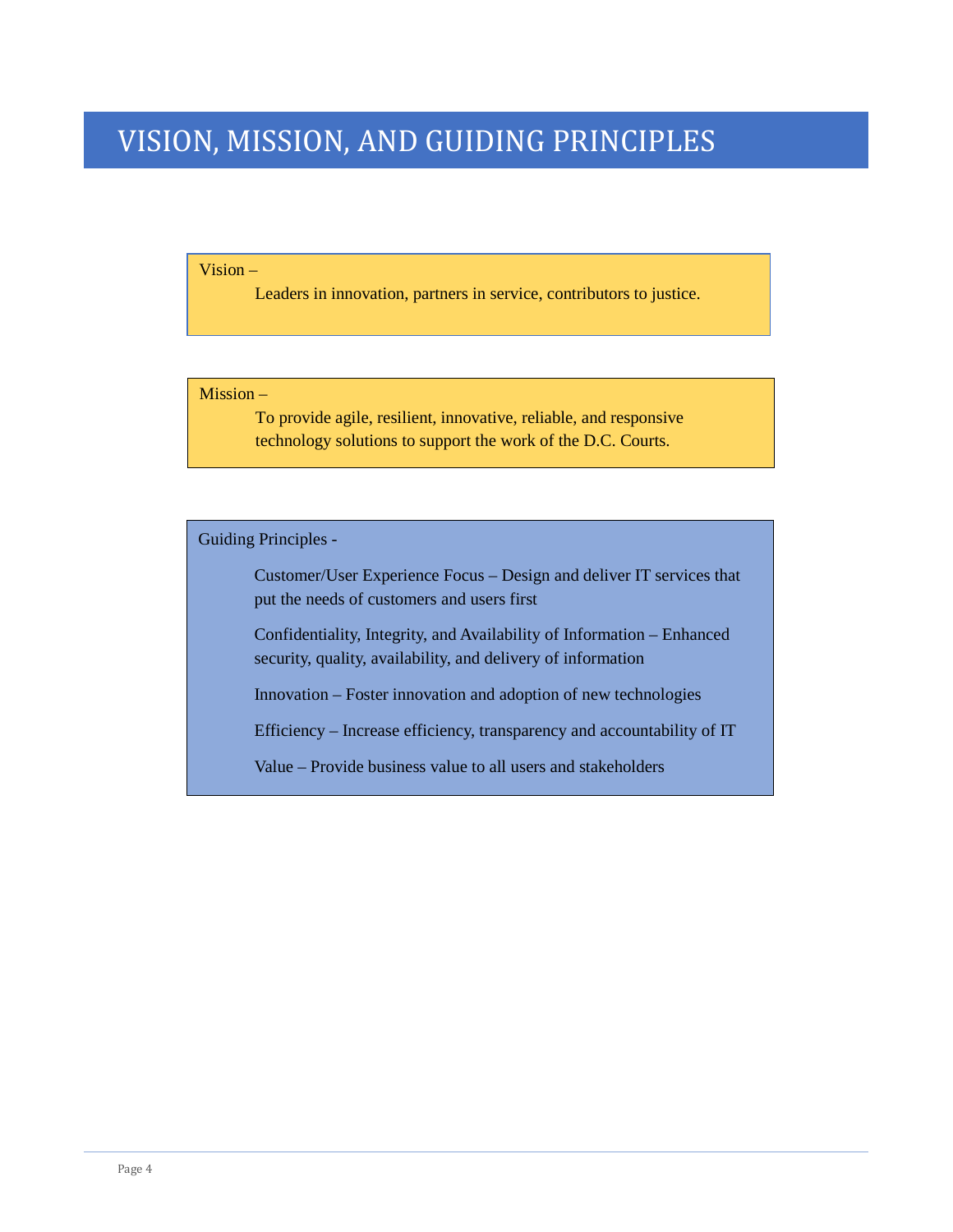# VISION, MISSION, AND GUIDING PRINCIPLES

Vision –

Leaders in innovation, partners in service, contributors to justice.

Mission –

To provide agile, resilient, innovative, reliable, and responsive technology solutions to support the work of the D.C. Courts.

Guiding Principles -

Customer/User Experience Focus – Design and deliver IT services that put the needs of customers and users first

Confidentiality, Integrity, and Availability of Information – Enhanced security, quality, availability, and delivery of information

Innovation – Foster innovation and adoption of new technologies

Efficiency – Increase efficiency, transparency and accountability of IT

Value – Provide business value to all users and stakeholders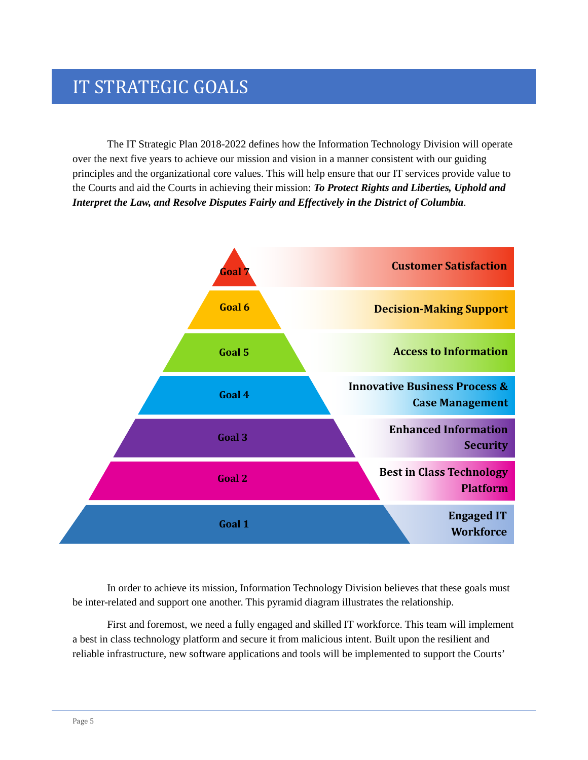# IT STRATEGIC GOALS

The IT Strategic Plan 2018-2022 defines how the Information Technology Division will operate over the next five years to achieve our mission and vision in a manner consistent with our guiding principles and the organizational core values. This will help ensure that our IT services provide value to the Courts and aid the Courts in achieving their mission: ***To Protect Rights and Liberties, Uphold and Interpret the Law, and Resolve Disputes Fairly and Effectively in the District of Columbia***.

- **Goal 7** – **Customer Satisfaction**
- **Goal 6** – **Decision-Making Support**
- **Goal 5** – **Access to Information**
- **Goal 4** – **Innovative Business Process & Case Management**
- **Goal 3** – **Enhanced Information Security**
- **Goal 2** – **Best in Class Technology Platform**
- **Goal 1** – **Engaged IT Workforce**

In order to achieve its mission, Information Technology Division believes that these goals must be inter-related and support one another. This pyramid diagram illustrates the relationship.

First and foremost, we need a fully engaged and skilled IT workforce. This team will implement a best in class technology platform and secure it from malicious intent. Built upon the resilient and reliable infrastructure, new software applications and tools will be implemented to support the Courts'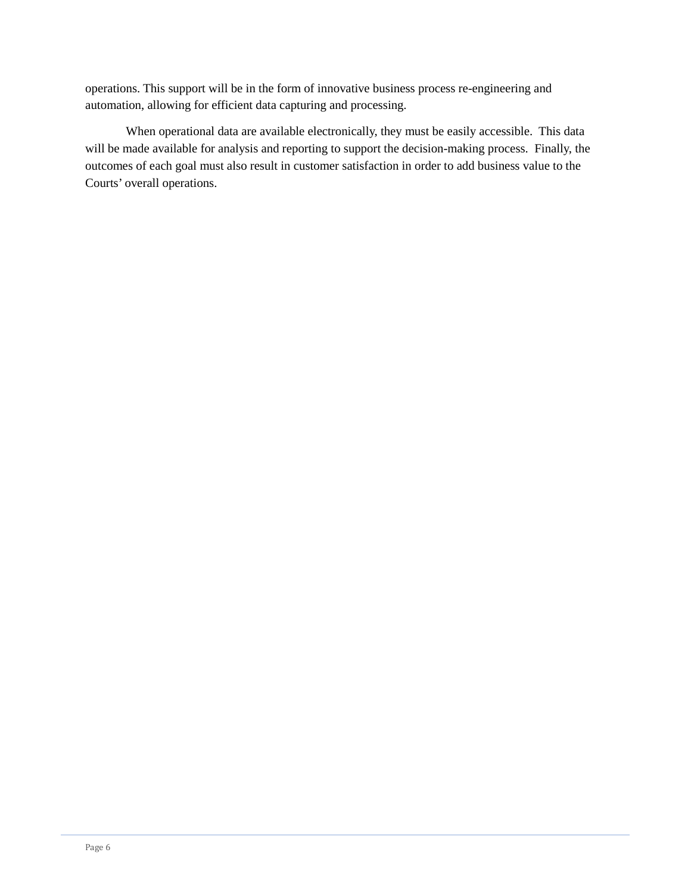operations. This support will be in the form of innovative business process re-engineering and automation, allowing for efficient data capturing and processing.

When operational data are available electronically, they must be easily accessible.  This data will be made available for analysis and reporting to support the decision-making process.  Finally, the outcomes of each goal must also result in customer satisfaction in order to add business value to the Courts' overall operations.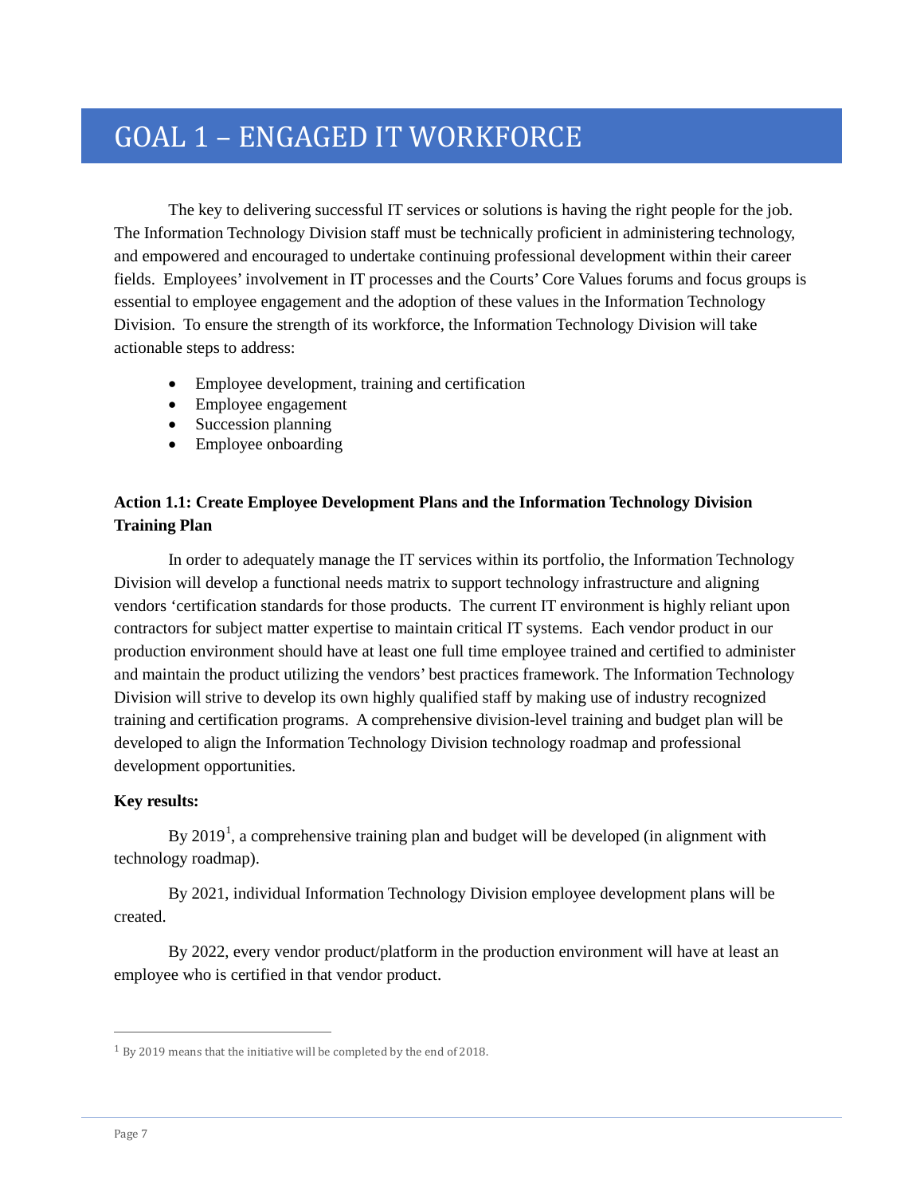# GOAL 1 – ENGAGED IT WORKFORCE

The key to delivering successful IT services or solutions is having the right people for the job. The Information Technology Division staff must be technically proficient in administering technology, and empowered and encouraged to undertake continuing professional development within their career fields. Employees' involvement in IT processes and the Courts' Core Values forums and focus groups is essential to employee engagement and the adoption of these values in the Information Technology Division. To ensure the strength of its workforce, the Information Technology Division will take actionable steps to address:

- Employee development, training and certification
- Employee engagement
- Succession planning
- Employee onboarding

**Action 1.1: Create Employee Development Plans and the Information Technology Division Training Plan**

In order to adequately manage the IT services within its portfolio, the Information Technology Division will develop a functional needs matrix to support technology infrastructure and aligning vendors 'certification standards for those products. The current IT environment is highly reliant upon contractors for subject matter expertise to maintain critical IT systems. Each vendor product in our production environment should have at least one full time employee trained and certified to administer and maintain the product utilizing the vendors' best practices framework. The Information Technology Division will strive to develop its own highly qualified staff by making use of industry recognized training and certification programs. A comprehensive division-level training and budget plan will be developed to align the Information Technology Division technology roadmap and professional development opportunities.

**Key results:**

By 2019[1], a comprehensive training plan and budget will be developed (in alignment with technology roadmap).

By 2021, individual Information Technology Division employee development plans will be created.

By 2022, every vendor product/platform in the production environment will have at least an employee who is certified in that vendor product.

[1] By 2019 means that the initiative will be completed by the end of 2018.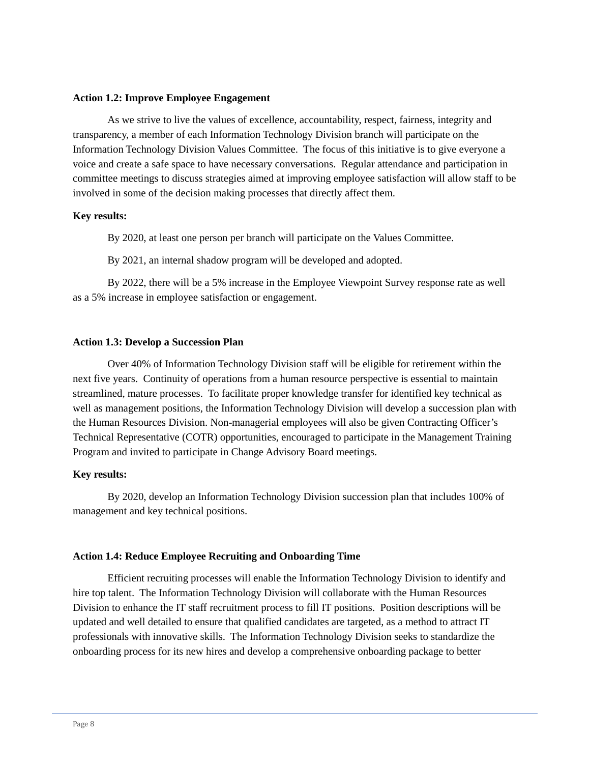**Action 1.2: Improve Employee Engagement**

As we strive to live the values of excellence, accountability, respect, fairness, integrity and transparency, a member of each Information Technology Division branch will participate on the Information Technology Division Values Committee. The focus of this initiative is to give everyone a voice and create a safe space to have necessary conversations. Regular attendance and participation in committee meetings to discuss strategies aimed at improving employee satisfaction will allow staff to be involved in some of the decision making processes that directly affect them.

**Key results:**

By 2020, at least one person per branch will participate on the Values Committee.

By 2021, an internal shadow program will be developed and adopted.

By 2022, there will be a 5% increase in the Employee Viewpoint Survey response rate as well as a 5% increase in employee satisfaction or engagement.

**Action 1.3: Develop a Succession Plan**

Over 40% of Information Technology Division staff will be eligible for retirement within the next five years. Continuity of operations from a human resource perspective is essential to maintain streamlined, mature processes. To facilitate proper knowledge transfer for identified key technical as well as management positions, the Information Technology Division will develop a succession plan with the Human Resources Division. Non-managerial employees will also be given Contracting Officer's Technical Representative (COTR) opportunities, encouraged to participate in the Management Training Program and invited to participate in Change Advisory Board meetings.

**Key results:**

By 2020, develop an Information Technology Division succession plan that includes 100% of management and key technical positions.

**Action 1.4: Reduce Employee Recruiting and Onboarding Time**

Efficient recruiting processes will enable the Information Technology Division to identify and hire top talent. The Information Technology Division will collaborate with the Human Resources Division to enhance the IT staff recruitment process to fill IT positions. Position descriptions will be updated and well detailed to ensure that qualified candidates are targeted, as a method to attract IT professionals with innovative skills. The Information Technology Division seeks to standardize the onboarding process for its new hires and develop a comprehensive onboarding package to better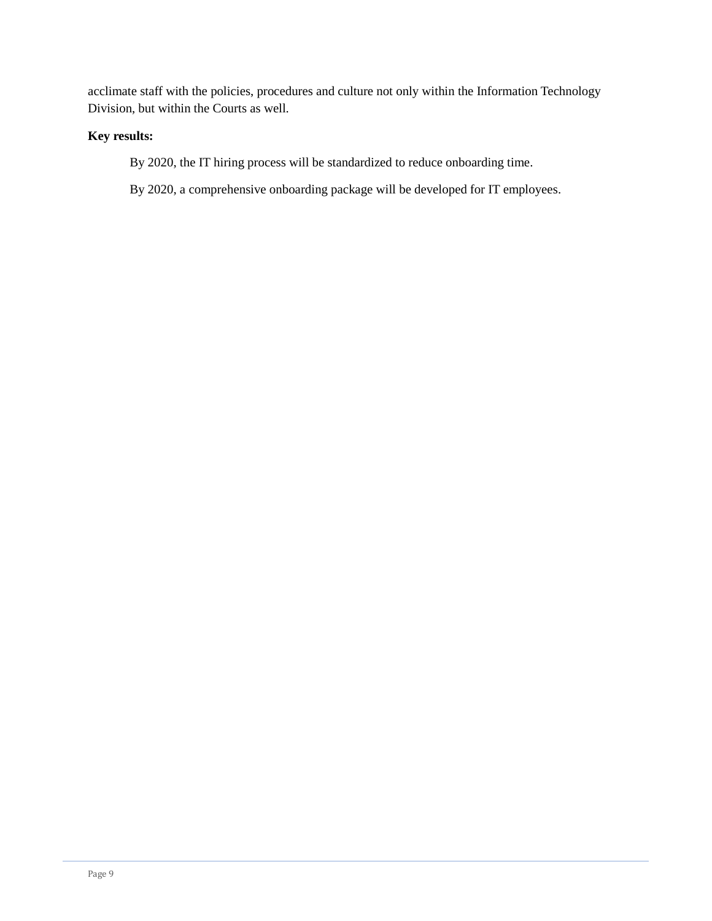acclimate staff with the policies, procedures and culture not only within the Information Technology Division, but within the Courts as well.

**Key results:**

By 2020, the IT hiring process will be standardized to reduce onboarding time.

By 2020, a comprehensive onboarding package will be developed for IT employees.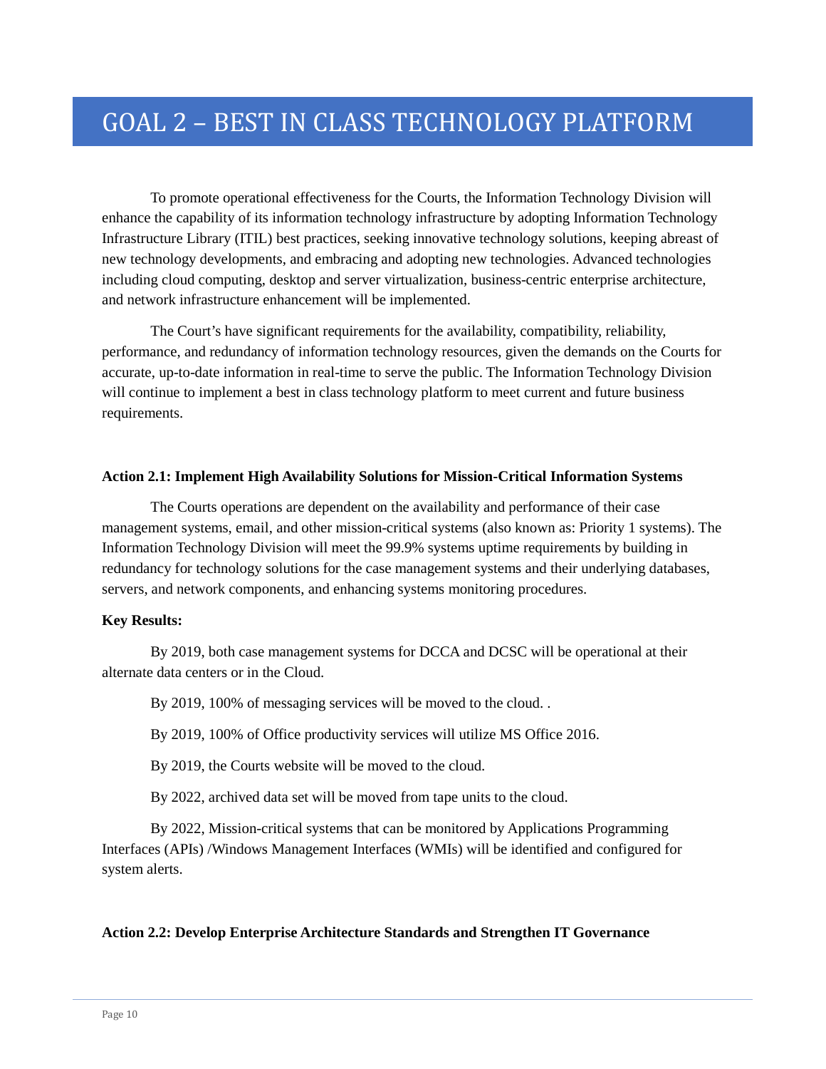# GOAL 2 – BEST IN CLASS TECHNOLOGY PLATFORM

To promote operational effectiveness for the Courts, the Information Technology Division will enhance the capability of its information technology infrastructure by adopting Information Technology Infrastructure Library (ITIL) best practices, seeking innovative technology solutions, keeping abreast of new technology developments, and embracing and adopting new technologies. Advanced technologies including cloud computing, desktop and server virtualization, business-centric enterprise architecture, and network infrastructure enhancement will be implemented.

The Court's have significant requirements for the availability, compatibility, reliability, performance, and redundancy of information technology resources, given the demands on the Courts for accurate, up-to-date information in real-time to serve the public. The Information Technology Division will continue to implement a best in class technology platform to meet current and future business requirements.

**Action 2.1: Implement High Availability Solutions for Mission-Critical Information Systems**

The Courts operations are dependent on the availability and performance of their case management systems, email, and other mission-critical systems (also known as: Priority 1 systems). The Information Technology Division will meet the 99.9% systems uptime requirements by building in redundancy for technology solutions for the case management systems and their underlying databases, servers, and network components, and enhancing systems monitoring procedures.

**Key Results:**

By 2019, both case management systems for DCCA and DCSC will be operational at their alternate data centers or in the Cloud.

By 2019, 100% of messaging services will be moved to the cloud. .

By 2019, 100% of Office productivity services will utilize MS Office 2016.

By 2019, the Courts website will be moved to the cloud.

By 2022, archived data set will be moved from tape units to the cloud.

By 2022, Mission-critical systems that can be monitored by Applications Programming Interfaces (APIs) /Windows Management Interfaces (WMIs) will be identified and configured for system alerts.

**Action 2.2: Develop Enterprise Architecture Standards and Strengthen IT Governance**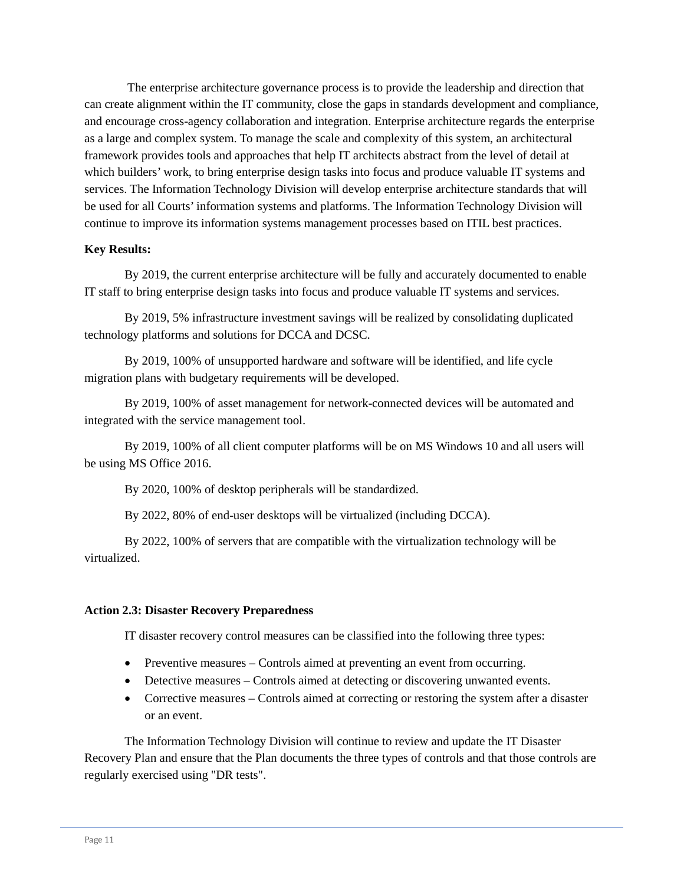The enterprise architecture governance process is to provide the leadership and direction that can create alignment within the IT community, close the gaps in standards development and compliance, and encourage cross-agency collaboration and integration. Enterprise architecture regards the enterprise as a large and complex system. To manage the scale and complexity of this system, an architectural framework provides tools and approaches that help IT architects abstract from the level of detail at which builders' work, to bring enterprise design tasks into focus and produce valuable IT systems and services. The Information Technology Division will develop enterprise architecture standards that will be used for all Courts' information systems and platforms. The Information Technology Division will continue to improve its information systems management processes based on ITIL best practices.

**Key Results:**

By 2019, the current enterprise architecture will be fully and accurately documented to enable IT staff to bring enterprise design tasks into focus and produce valuable IT systems and services.

By 2019, 5% infrastructure investment savings will be realized by consolidating duplicated technology platforms and solutions for DCCA and DCSC.

By 2019, 100% of unsupported hardware and software will be identified, and life cycle migration plans with budgetary requirements will be developed.

By 2019, 100% of asset management for network-connected devices will be automated and integrated with the service management tool.

By 2019, 100% of all client computer platforms will be on MS Windows 10 and all users will be using MS Office 2016.

By 2020, 100% of desktop peripherals will be standardized.

By 2022, 80% of end-user desktops will be virtualized (including DCCA).

By 2022, 100% of servers that are compatible with the virtualization technology will be virtualized.

**Action 2.3: Disaster Recovery Preparedness**

IT disaster recovery control measures can be classified into the following three types:

- Preventive measures – Controls aimed at preventing an event from occurring.
- Detective measures – Controls aimed at detecting or discovering unwanted events.
- Corrective measures – Controls aimed at correcting or restoring the system after a disaster or an event.

The Information Technology Division will continue to review and update the IT Disaster Recovery Plan and ensure that the Plan documents the three types of controls and that those controls are regularly exercised using "DR tests".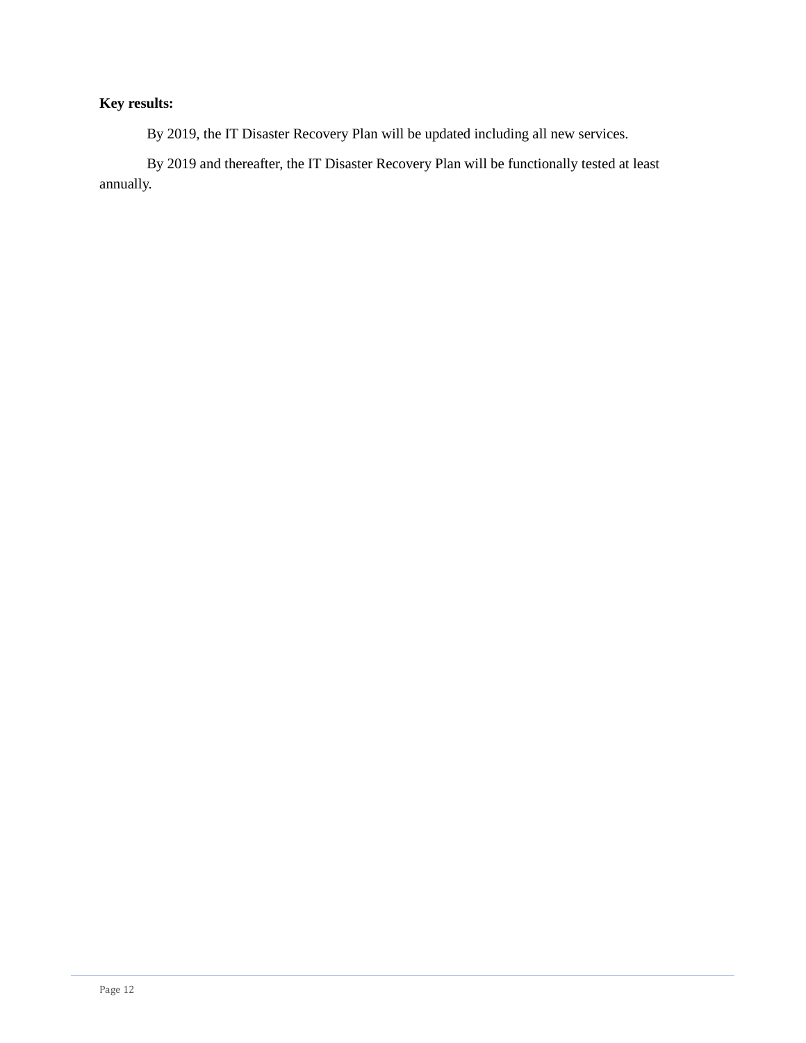**Key results:**

By 2019, the IT Disaster Recovery Plan will be updated including all new services.

By 2019 and thereafter, the IT Disaster Recovery Plan will be functionally tested at least annually.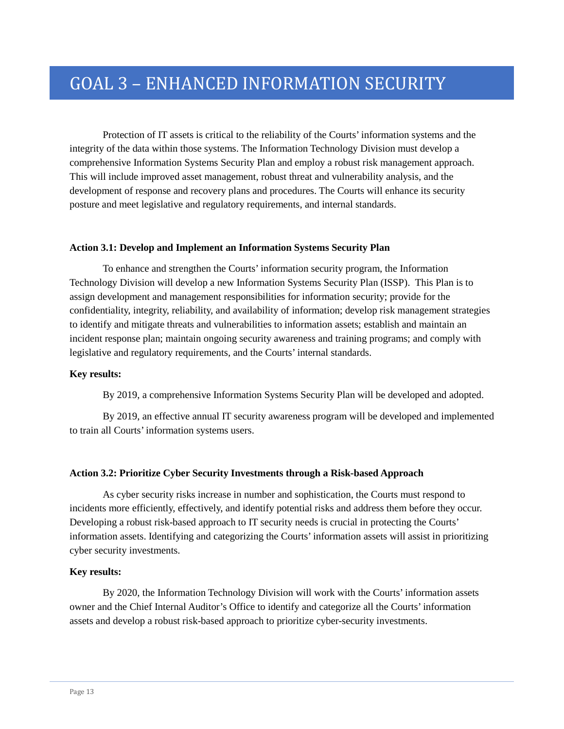# GOAL 3 – ENHANCED INFORMATION SECURITY

Protection of IT assets is critical to the reliability of the Courts' information systems and the integrity of the data within those systems. The Information Technology Division must develop a comprehensive Information Systems Security Plan and employ a robust risk management approach. This will include improved asset management, robust threat and vulnerability analysis, and the development of response and recovery plans and procedures. The Courts will enhance its security posture and meet legislative and regulatory requirements, and internal standards.

**Action 3.1: Develop and Implement an Information Systems Security Plan**

To enhance and strengthen the Courts' information security program, the Information Technology Division will develop a new Information Systems Security Plan (ISSP). This Plan is to assign development and management responsibilities for information security; provide for the confidentiality, integrity, reliability, and availability of information; develop risk management strategies to identify and mitigate threats and vulnerabilities to information assets; establish and maintain an incident response plan; maintain ongoing security awareness and training programs; and comply with legislative and regulatory requirements, and the Courts' internal standards.

**Key results:**

By 2019, a comprehensive Information Systems Security Plan will be developed and adopted.

By 2019, an effective annual IT security awareness program will be developed and implemented to train all Courts' information systems users.

**Action 3.2: Prioritize Cyber Security Investments through a Risk-based Approach**

As cyber security risks increase in number and sophistication, the Courts must respond to incidents more efficiently, effectively, and identify potential risks and address them before they occur. Developing a robust risk-based approach to IT security needs is crucial in protecting the Courts' information assets. Identifying and categorizing the Courts' information assets will assist in prioritizing cyber security investments.

**Key results:**

By 2020, the Information Technology Division will work with the Courts' information assets owner and the Chief Internal Auditor's Office to identify and categorize all the Courts' information assets and develop a robust risk-based approach to prioritize cyber-security investments.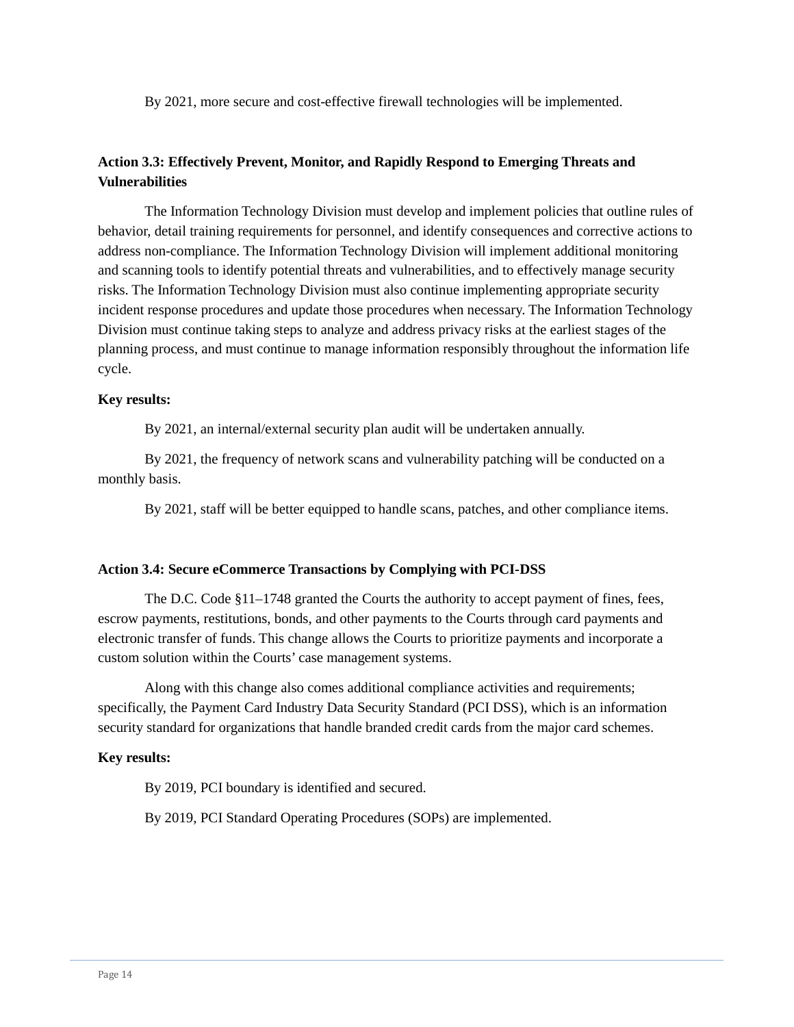By 2021, more secure and cost-effective firewall technologies will be implemented.

### Action 3.3: Effectively Prevent, Monitor, and Rapidly Respond to Emerging Threats and Vulnerabilities

The Information Technology Division must develop and implement policies that outline rules of behavior, detail training requirements for personnel, and identify consequences and corrective actions to address non-compliance. The Information Technology Division will implement additional monitoring and scanning tools to identify potential threats and vulnerabilities, and to effectively manage security risks. The Information Technology Division must also continue implementing appropriate security incident response procedures and update those procedures when necessary. The Information Technology Division must continue taking steps to analyze and address privacy risks at the earliest stages of the planning process, and must continue to manage information responsibly throughout the information life cycle.

**Key results:**

By 2021, an internal/external security plan audit will be undertaken annually.

By 2021, the frequency of network scans and vulnerability patching will be conducted on a monthly basis.

By 2021, staff will be better equipped to handle scans, patches, and other compliance items.

### Action 3.4: Secure eCommerce Transactions by Complying with PCI-DSS

The D.C. Code §11–1748 granted the Courts the authority to accept payment of fines, fees, escrow payments, restitutions, bonds, and other payments to the Courts through card payments and electronic transfer of funds. This change allows the Courts to prioritize payments and incorporate a custom solution within the Courts' case management systems.

Along with this change also comes additional compliance activities and requirements; specifically, the Payment Card Industry Data Security Standard (PCI DSS), which is an information security standard for organizations that handle branded credit cards from the major card schemes.

**Key results:**

By 2019, PCI boundary is identified and secured.

By 2019, PCI Standard Operating Procedures (SOPs) are implemented.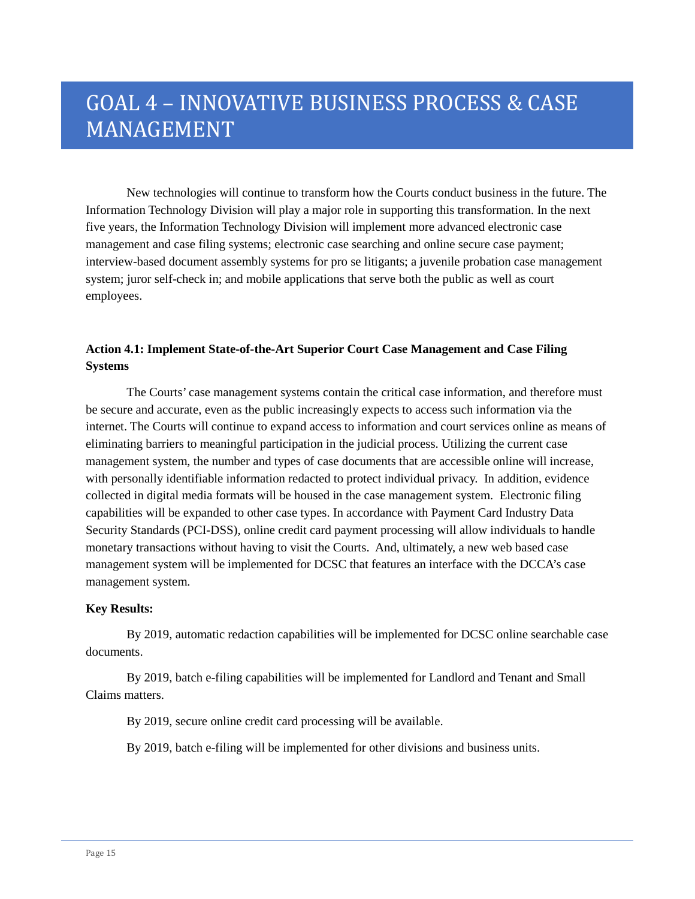# GOAL 4 – INNOVATIVE BUSINESS PROCESS & CASE MANAGEMENT

New technologies will continue to transform how the Courts conduct business in the future. The Information Technology Division will play a major role in supporting this transformation. In the next five years, the Information Technology Division will implement more advanced electronic case management and case filing systems; electronic case searching and online secure case payment; interview-based document assembly systems for pro se litigants; a juvenile probation case management system; juror self-check in; and mobile applications that serve both the public as well as court employees.

**Action 4.1: Implement State-of-the-Art Superior Court Case Management and Case Filing Systems**

The Courts' case management systems contain the critical case information, and therefore must be secure and accurate, even as the public increasingly expects to access such information via the internet. The Courts will continue to expand access to information and court services online as means of eliminating barriers to meaningful participation in the judicial process. Utilizing the current case management system, the number and types of case documents that are accessible online will increase, with personally identifiable information redacted to protect individual privacy. In addition, evidence collected in digital media formats will be housed in the case management system. Electronic filing capabilities will be expanded to other case types. In accordance with Payment Card Industry Data Security Standards (PCI-DSS), online credit card payment processing will allow individuals to handle monetary transactions without having to visit the Courts. And, ultimately, a new web based case management system will be implemented for DCSC that features an interface with the DCCA's case management system.

**Key Results:**

By 2019, automatic redaction capabilities will be implemented for DCSC online searchable case documents.

By 2019, batch e-filing capabilities will be implemented for Landlord and Tenant and Small Claims matters.

By 2019, secure online credit card processing will be available.

By 2019, batch e-filing will be implemented for other divisions and business units.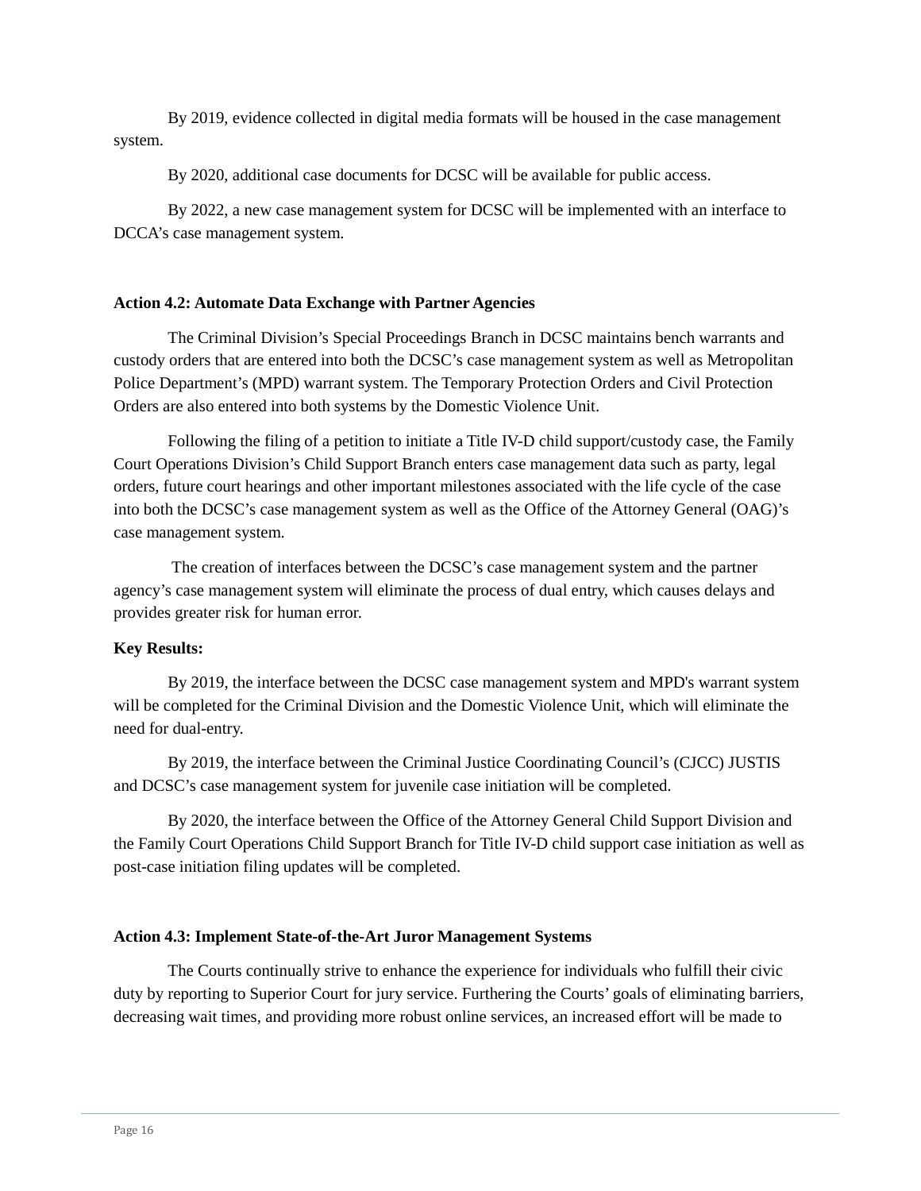By 2019, evidence collected in digital media formats will be housed in the case management system.

By 2020, additional case documents for DCSC will be available for public access.

By 2022, a new case management system for DCSC will be implemented with an interface to DCCA's case management system.

**Action 4.2: Automate Data Exchange with Partner Agencies**

The Criminal Division's Special Proceedings Branch in DCSC maintains bench warrants and custody orders that are entered into both the DCSC's case management system as well as Metropolitan Police Department's (MPD) warrant system. The Temporary Protection Orders and Civil Protection Orders are also entered into both systems by the Domestic Violence Unit.

Following the filing of a petition to initiate a Title IV-D child support/custody case, the Family Court Operations Division's Child Support Branch enters case management data such as party, legal orders, future court hearings and other important milestones associated with the life cycle of the case into both the DCSC's case management system as well as the Office of the Attorney General (OAG)'s case management system.

The creation of interfaces between the DCSC's case management system and the partner agency's case management system will eliminate the process of dual entry, which causes delays and provides greater risk for human error.

**Key Results:**

By 2019, the interface between the DCSC case management system and MPD's warrant system will be completed for the Criminal Division and the Domestic Violence Unit, which will eliminate the need for dual-entry.

By 2019, the interface between the Criminal Justice Coordinating Council's (CJCC) JUSTIS and DCSC's case management system for juvenile case initiation will be completed.

By 2020, the interface between the Office of the Attorney General Child Support Division and the Family Court Operations Child Support Branch for Title IV-D child support case initiation as well as post-case initiation filing updates will be completed.

**Action 4.3: Implement State-of-the-Art Juror Management Systems**

The Courts continually strive to enhance the experience for individuals who fulfill their civic duty by reporting to Superior Court for jury service. Furthering the Courts' goals of eliminating barriers, decreasing wait times, and providing more robust online services, an increased effort will be made to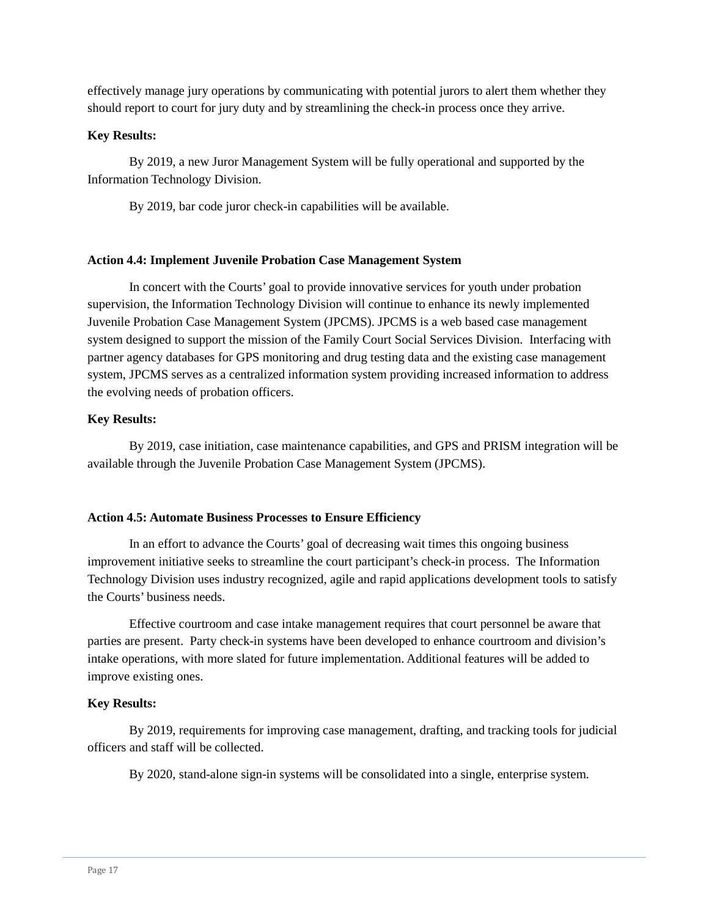effectively manage jury operations by communicating with potential jurors to alert them whether they should report to court for jury duty and by streamlining the check-in process once they arrive.

**Key Results:**

By 2019, a new Juror Management System will be fully operational and supported by the Information Technology Division.

By 2019, bar code juror check-in capabilities will be available.

**Action 4.4: Implement Juvenile Probation Case Management System**

In concert with the Courts' goal to provide innovative services for youth under probation supervision, the Information Technology Division will continue to enhance its newly implemented Juvenile Probation Case Management System (JPCMS). JPCMS is a web based case management system designed to support the mission of the Family Court Social Services Division. Interfacing with partner agency databases for GPS monitoring and drug testing data and the existing case management system, JPCMS serves as a centralized information system providing increased information to address the evolving needs of probation officers.

**Key Results:**

By 2019, case initiation, case maintenance capabilities, and GPS and PRISM integration will be available through the Juvenile Probation Case Management System (JPCMS).

**Action 4.5: Automate Business Processes to Ensure Efficiency**

In an effort to advance the Courts' goal of decreasing wait times this ongoing business improvement initiative seeks to streamline the court participant's check-in process. The Information Technology Division uses industry recognized, agile and rapid applications development tools to satisfy the Courts' business needs.

Effective courtroom and case intake management requires that court personnel be aware that parties are present. Party check-in systems have been developed to enhance courtroom and division's intake operations, with more slated for future implementation. Additional features will be added to improve existing ones.

**Key Results:**

By 2019, requirements for improving case management, drafting, and tracking tools for judicial officers and staff will be collected.

By 2020, stand-alone sign-in systems will be consolidated into a single, enterprise system.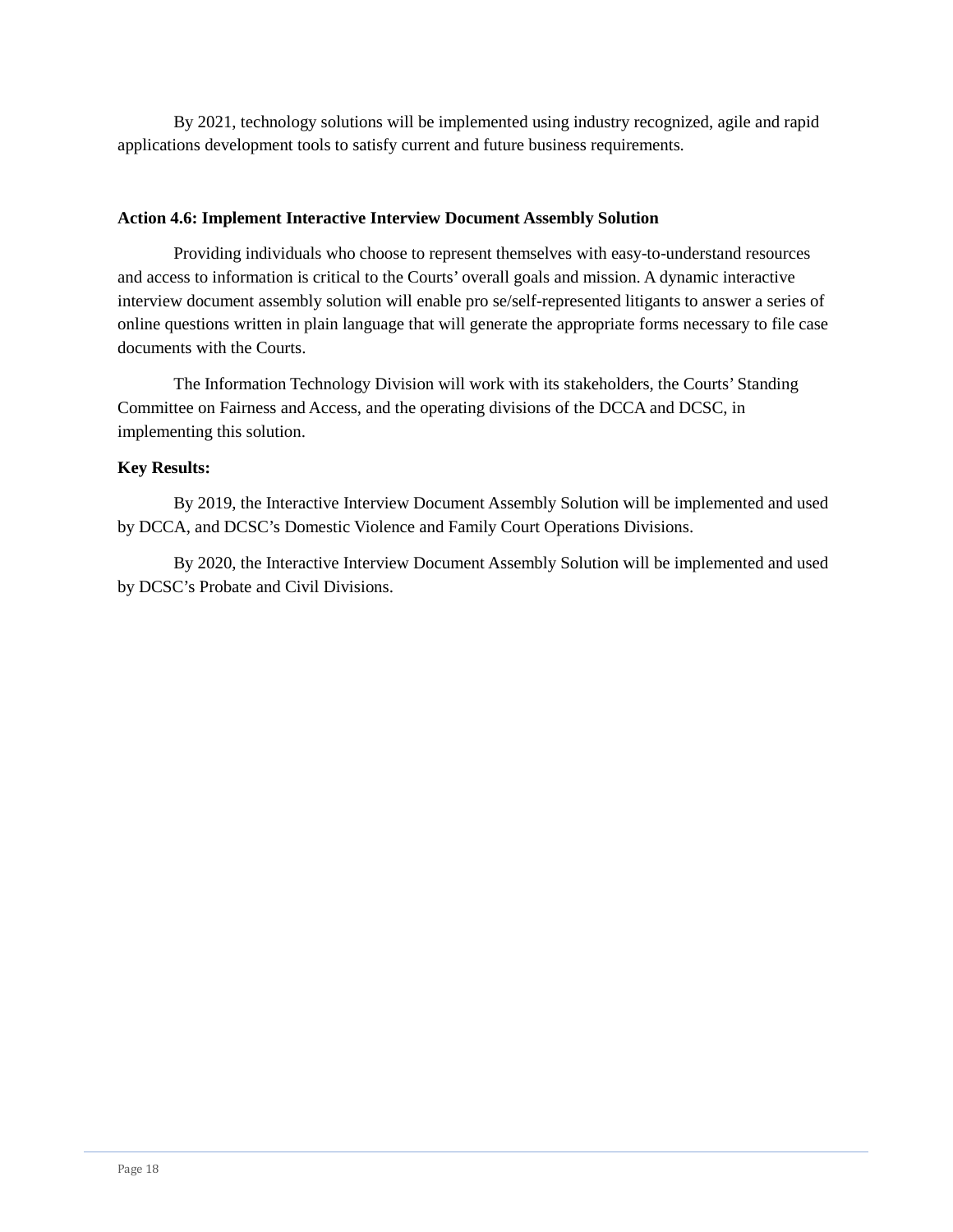By 2021, technology solutions will be implemented using industry recognized, agile and rapid applications development tools to satisfy current and future business requirements.

**Action 4.6: Implement Interactive Interview Document Assembly Solution**

Providing individuals who choose to represent themselves with easy-to-understand resources and access to information is critical to the Courts' overall goals and mission. A dynamic interactive interview document assembly solution will enable pro se/self-represented litigants to answer a series of online questions written in plain language that will generate the appropriate forms necessary to file case documents with the Courts.

The Information Technology Division will work with its stakeholders, the Courts' Standing Committee on Fairness and Access, and the operating divisions of the DCCA and DCSC, in implementing this solution.

**Key Results:**

By 2019, the Interactive Interview Document Assembly Solution will be implemented and used by DCCA, and DCSC's Domestic Violence and Family Court Operations Divisions.

By 2020, the Interactive Interview Document Assembly Solution will be implemented and used by DCSC's Probate and Civil Divisions.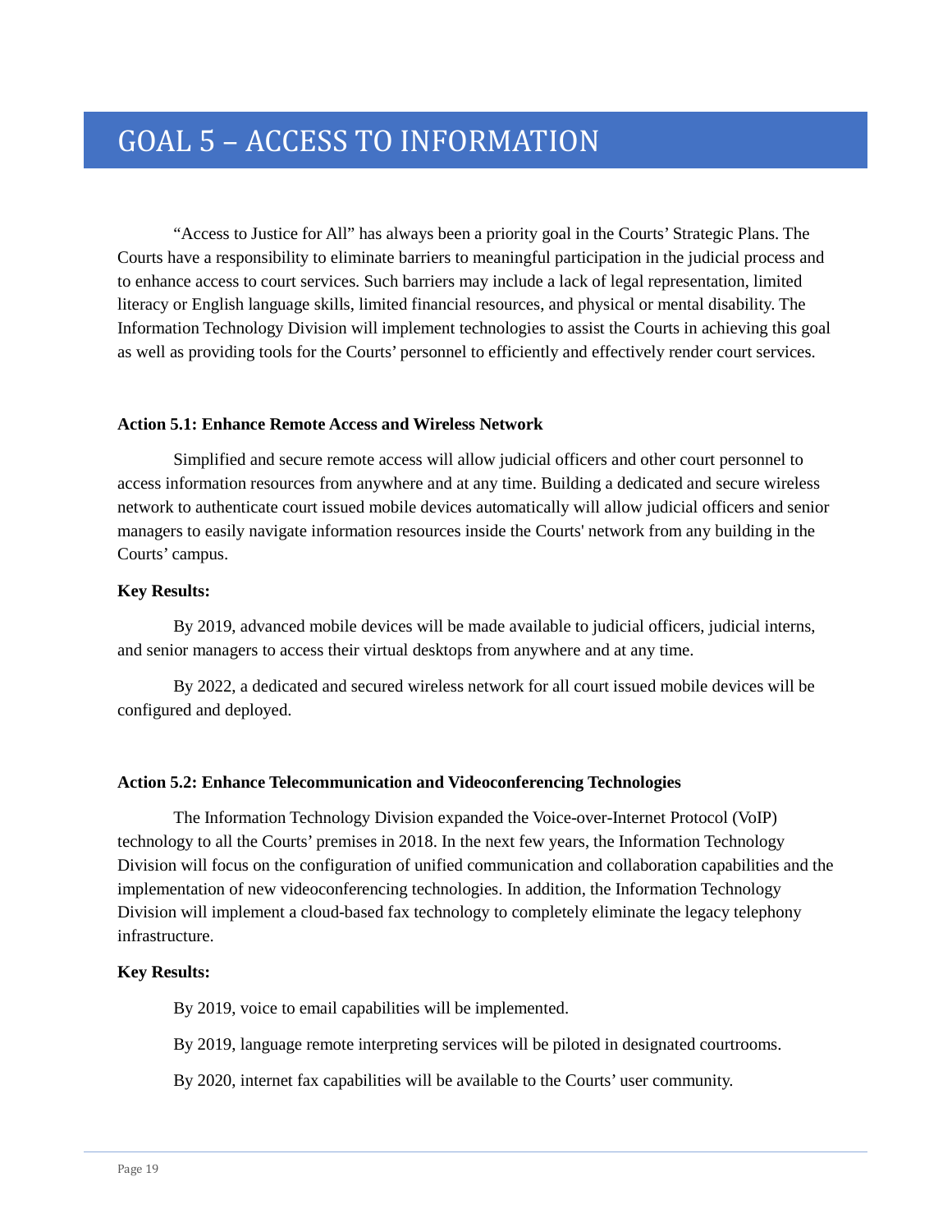# GOAL 5 – ACCESS TO INFORMATION

"Access to Justice for All" has always been a priority goal in the Courts' Strategic Plans. The Courts have a responsibility to eliminate barriers to meaningful participation in the judicial process and to enhance access to court services. Such barriers may include a lack of legal representation, limited literacy or English language skills, limited financial resources, and physical or mental disability. The Information Technology Division will implement technologies to assist the Courts in achieving this goal as well as providing tools for the Courts' personnel to efficiently and effectively render court services.

**Action 5.1: Enhance Remote Access and Wireless Network**

Simplified and secure remote access will allow judicial officers and other court personnel to access information resources from anywhere and at any time. Building a dedicated and secure wireless network to authenticate court issued mobile devices automatically will allow judicial officers and senior managers to easily navigate information resources inside the Courts' network from any building in the Courts' campus.

**Key Results:**

By 2019, advanced mobile devices will be made available to judicial officers, judicial interns, and senior managers to access their virtual desktops from anywhere and at any time.

By 2022, a dedicated and secured wireless network for all court issued mobile devices will be configured and deployed.

**Action 5.2: Enhance Telecommunication and Videoconferencing Technologies**

The Information Technology Division expanded the Voice-over-Internet Protocol (VoIP) technology to all the Courts' premises in 2018. In the next few years, the Information Technology Division will focus on the configuration of unified communication and collaboration capabilities and the implementation of new videoconferencing technologies. In addition, the Information Technology Division will implement a cloud-based fax technology to completely eliminate the legacy telephony infrastructure.

**Key Results:**

By 2019, voice to email capabilities will be implemented.

By 2019, language remote interpreting services will be piloted in designated courtrooms.

By 2020, internet fax capabilities will be available to the Courts' user community.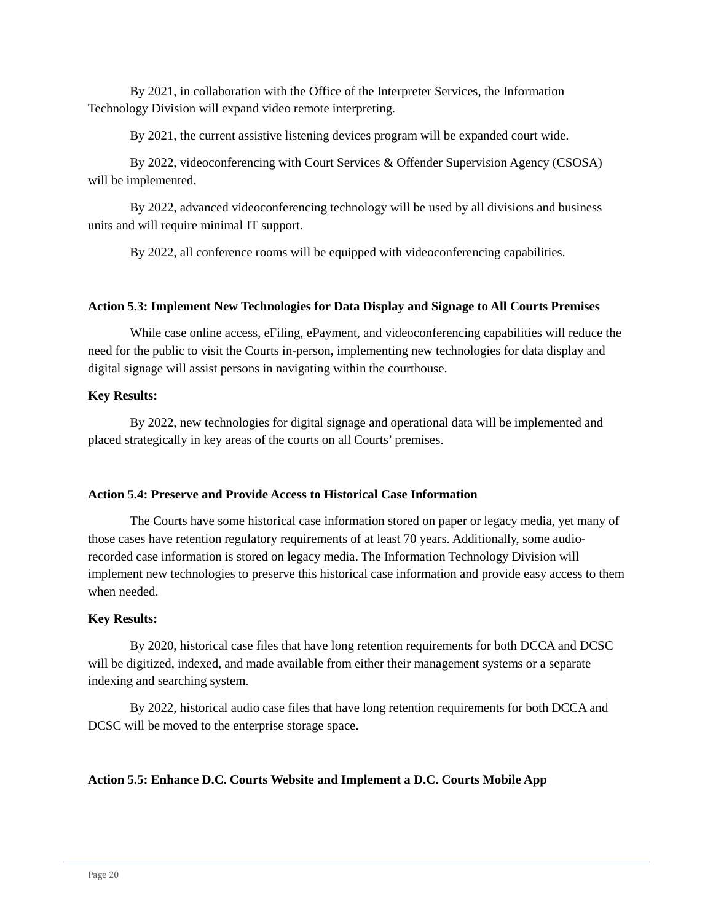By 2021, in collaboration with the Office of the Interpreter Services, the Information Technology Division will expand video remote interpreting.

By 2021, the current assistive listening devices program will be expanded court wide.

By 2022, videoconferencing with Court Services & Offender Supervision Agency (CSOSA) will be implemented.

By 2022, advanced videoconferencing technology will be used by all divisions and business units and will require minimal IT support.

By 2022, all conference rooms will be equipped with videoconferencing capabilities.

**Action 5.3: Implement New Technologies for Data Display and Signage to All Courts Premises**

While case online access, eFiling, ePayment, and videoconferencing capabilities will reduce the need for the public to visit the Courts in-person, implementing new technologies for data display and digital signage will assist persons in navigating within the courthouse.

**Key Results:**

By 2022, new technologies for digital signage and operational data will be implemented and placed strategically in key areas of the courts on all Courts' premises.

**Action 5.4: Preserve and Provide Access to Historical Case Information**

The Courts have some historical case information stored on paper or legacy media, yet many of those cases have retention regulatory requirements of at least 70 years. Additionally, some audio-recorded case information is stored on legacy media. The Information Technology Division will implement new technologies to preserve this historical case information and provide easy access to them when needed.

**Key Results:**

By 2020, historical case files that have long retention requirements for both DCCA and DCSC will be digitized, indexed, and made available from either their management systems or a separate indexing and searching system.

By 2022, historical audio case files that have long retention requirements for both DCCA and DCSC will be moved to the enterprise storage space.

**Action 5.5: Enhance D.C. Courts Website and Implement a D.C. Courts Mobile App**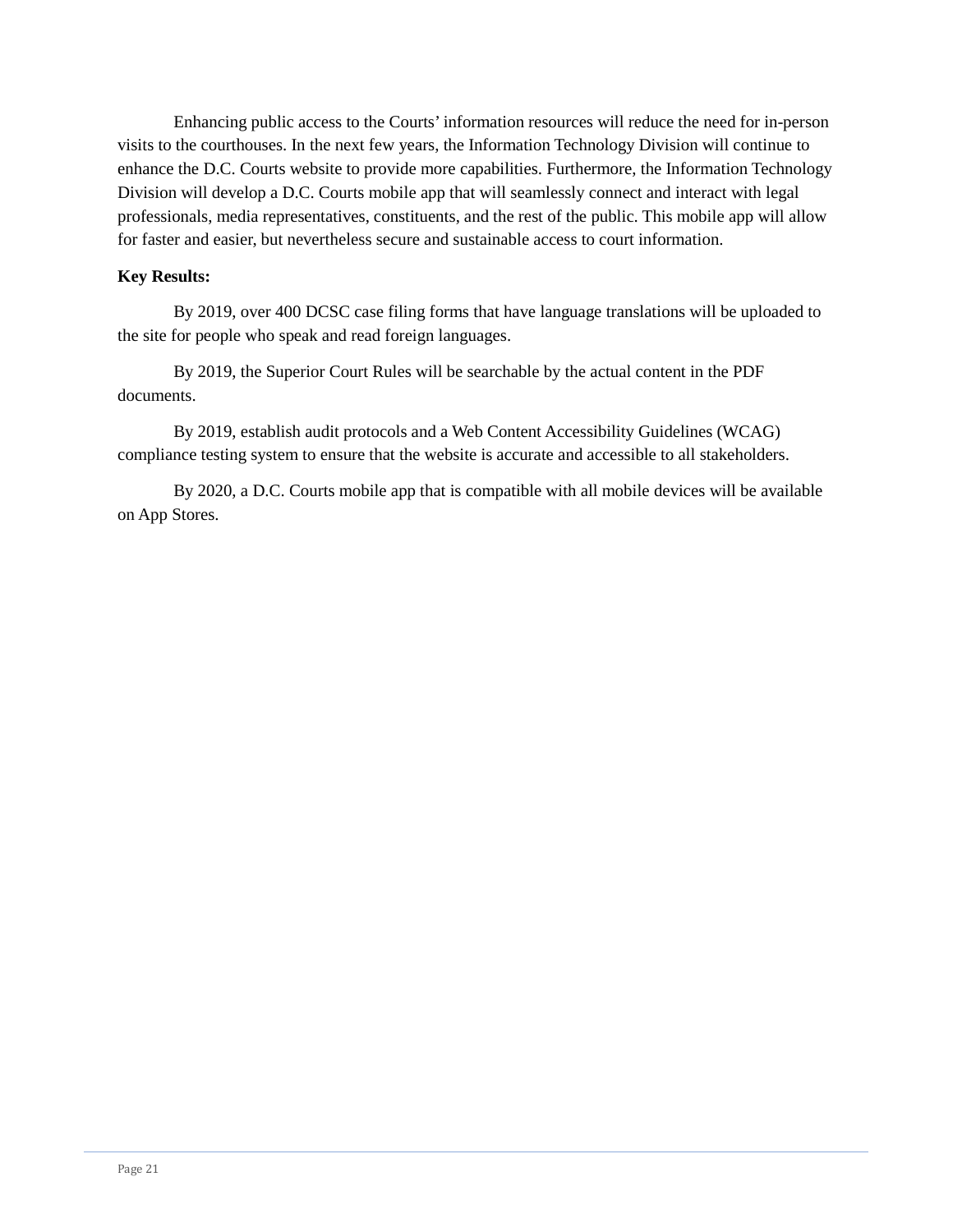Enhancing public access to the Courts' information resources will reduce the need for in-person visits to the courthouses. In the next few years, the Information Technology Division will continue to enhance the D.C. Courts website to provide more capabilities. Furthermore, the Information Technology Division will develop a D.C. Courts mobile app that will seamlessly connect and interact with legal professionals, media representatives, constituents, and the rest of the public. This mobile app will allow for faster and easier, but nevertheless secure and sustainable access to court information.

**Key Results:**

By 2019, over 400 DCSC case filing forms that have language translations will be uploaded to the site for people who speak and read foreign languages.

By 2019, the Superior Court Rules will be searchable by the actual content in the PDF documents.

By 2019, establish audit protocols and a Web Content Accessibility Guidelines (WCAG) compliance testing system to ensure that the website is accurate and accessible to all stakeholders.

By 2020, a D.C. Courts mobile app that is compatible with all mobile devices will be available on App Stores.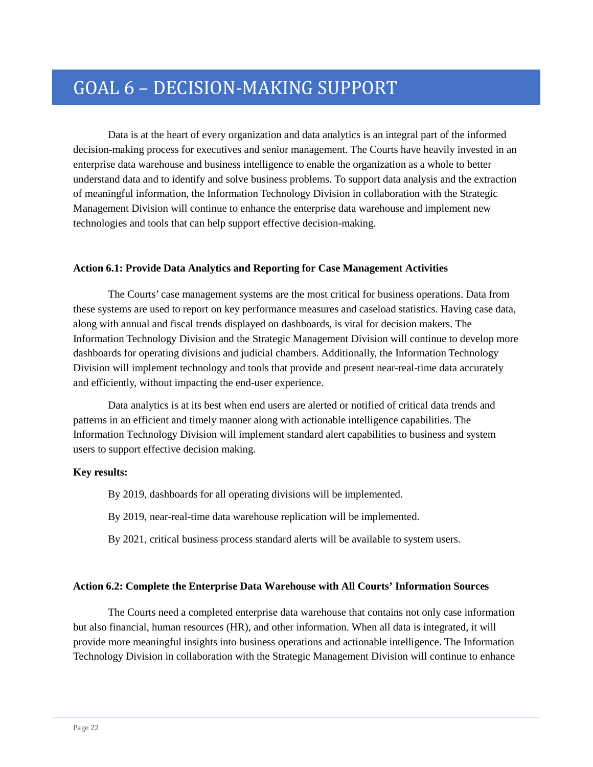# GOAL 6 – DECISION-MAKING SUPPORT

Data is at the heart of every organization and data analytics is an integral part of the informed decision-making process for executives and senior management. The Courts have heavily invested in an enterprise data warehouse and business intelligence to enable the organization as a whole to better understand data and to identify and solve business problems. To support data analysis and the extraction of meaningful information, the Information Technology Division in collaboration with the Strategic Management Division will continue to enhance the enterprise data warehouse and implement new technologies and tools that can help support effective decision-making.

**Action 6.1: Provide Data Analytics and Reporting for Case Management Activities**

The Courts' case management systems are the most critical for business operations. Data from these systems are used to report on key performance measures and caseload statistics. Having case data, along with annual and fiscal trends displayed on dashboards, is vital for decision makers. The Information Technology Division and the Strategic Management Division will continue to develop more dashboards for operating divisions and judicial chambers. Additionally, the Information Technology Division will implement technology and tools that provide and present near-real-time data accurately and efficiently, without impacting the end-user experience.

Data analytics is at its best when end users are alerted or notified of critical data trends and patterns in an efficient and timely manner along with actionable intelligence capabilities. The Information Technology Division will implement standard alert capabilities to business and system users to support effective decision making.

**Key results:**

By 2019, dashboards for all operating divisions will be implemented.

By 2019, near-real-time data warehouse replication will be implemented.

By 2021, critical business process standard alerts will be available to system users.

**Action 6.2: Complete the Enterprise Data Warehouse with All Courts' Information Sources**

The Courts need a completed enterprise data warehouse that contains not only case information but also financial, human resources (HR), and other information. When all data is integrated, it will provide more meaningful insights into business operations and actionable intelligence. The Information Technology Division in collaboration with the Strategic Management Division will continue to enhance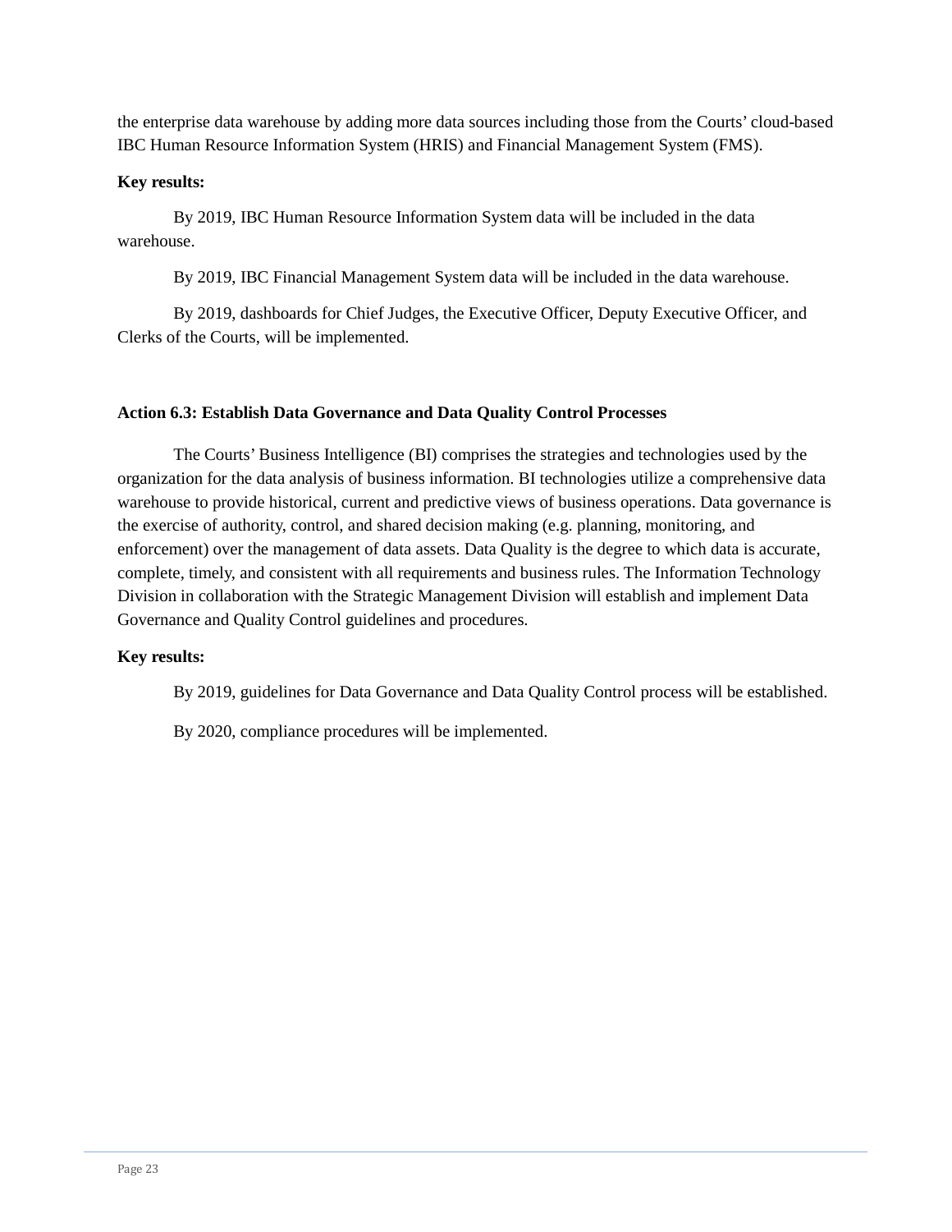the enterprise data warehouse by adding more data sources including those from the Courts' cloud-based IBC Human Resource Information System (HRIS) and Financial Management System (FMS).

**Key results:**

By 2019, IBC Human Resource Information System data will be included in the data warehouse.

By 2019, IBC Financial Management System data will be included in the data warehouse.

By 2019, dashboards for Chief Judges, the Executive Officer, Deputy Executive Officer, and Clerks of the Courts, will be implemented.

**Action 6.3: Establish Data Governance and Data Quality Control Processes**

The Courts' Business Intelligence (BI) comprises the strategies and technologies used by the organization for the data analysis of business information. BI technologies utilize a comprehensive data warehouse to provide historical, current and predictive views of business operations. Data governance is the exercise of authority, control, and shared decision making (e.g. planning, monitoring, and enforcement) over the management of data assets. Data Quality is the degree to which data is accurate, complete, timely, and consistent with all requirements and business rules. The Information Technology Division in collaboration with the Strategic Management Division will establish and implement Data Governance and Quality Control guidelines and procedures.

**Key results:**

By 2019, guidelines for Data Governance and Data Quality Control process will be established.

By 2020, compliance procedures will be implemented.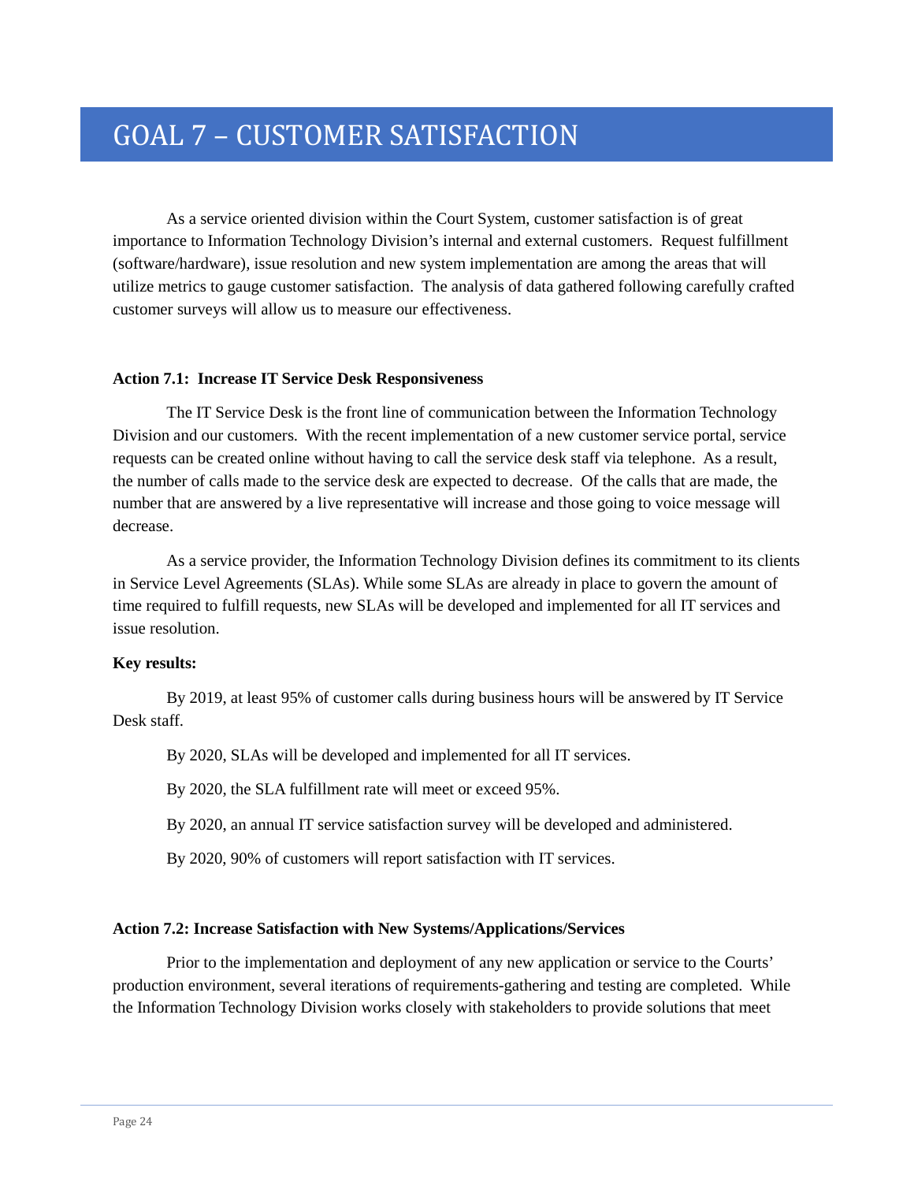# GOAL 7 – CUSTOMER SATISFACTION

As a service oriented division within the Court System, customer satisfaction is of great importance to Information Technology Division's internal and external customers. Request fulfillment (software/hardware), issue resolution and new system implementation are among the areas that will utilize metrics to gauge customer satisfaction. The analysis of data gathered following carefully crafted customer surveys will allow us to measure our effectiveness.

**Action 7.1: Increase IT Service Desk Responsiveness**

The IT Service Desk is the front line of communication between the Information Technology Division and our customers. With the recent implementation of a new customer service portal, service requests can be created online without having to call the service desk staff via telephone. As a result, the number of calls made to the service desk are expected to decrease. Of the calls that are made, the number that are answered by a live representative will increase and those going to voice message will decrease.

As a service provider, the Information Technology Division defines its commitment to its clients in Service Level Agreements (SLAs). While some SLAs are already in place to govern the amount of time required to fulfill requests, new SLAs will be developed and implemented for all IT services and issue resolution.

**Key results:**

By 2019, at least 95% of customer calls during business hours will be answered by IT Service Desk staff.

By 2020, SLAs will be developed and implemented for all IT services.

By 2020, the SLA fulfillment rate will meet or exceed 95%.

By 2020, an annual IT service satisfaction survey will be developed and administered.

By 2020, 90% of customers will report satisfaction with IT services.

**Action 7.2: Increase Satisfaction with New Systems/Applications/Services**

Prior to the implementation and deployment of any new application or service to the Courts' production environment, several iterations of requirements-gathering and testing are completed. While the Information Technology Division works closely with stakeholders to provide solutions that meet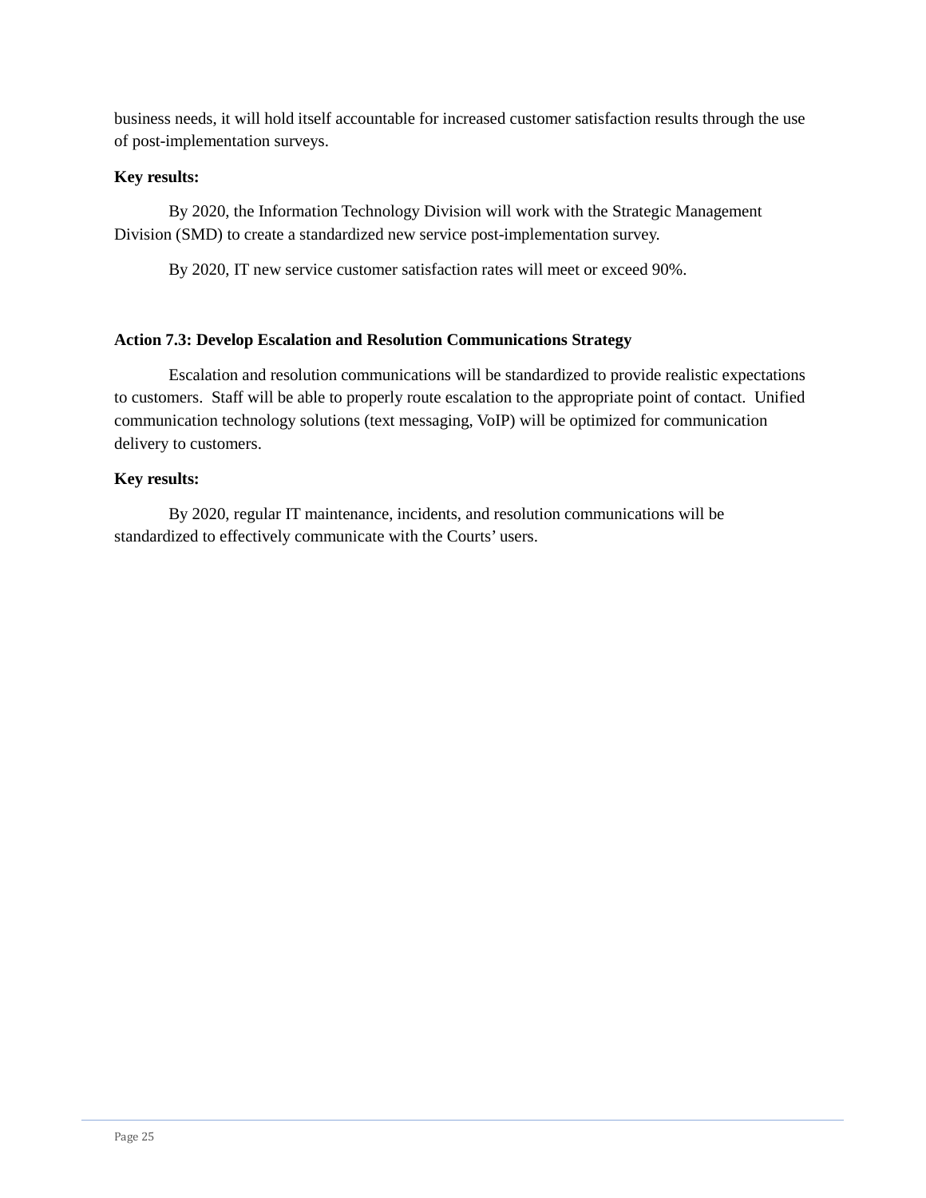business needs, it will hold itself accountable for increased customer satisfaction results through the use of post-implementation surveys.

**Key results:**

By 2020, the Information Technology Division will work with the Strategic Management Division (SMD) to create a standardized new service post-implementation survey.

By 2020, IT new service customer satisfaction rates will meet or exceed 90%.

**Action 7.3: Develop Escalation and Resolution Communications Strategy**

Escalation and resolution communications will be standardized to provide realistic expectations to customers. Staff will be able to properly route escalation to the appropriate point of contact. Unified communication technology solutions (text messaging, VoIP) will be optimized for communication delivery to customers.

**Key results:**

By 2020, regular IT maintenance, incidents, and resolution communications will be standardized to effectively communicate with the Courts' users.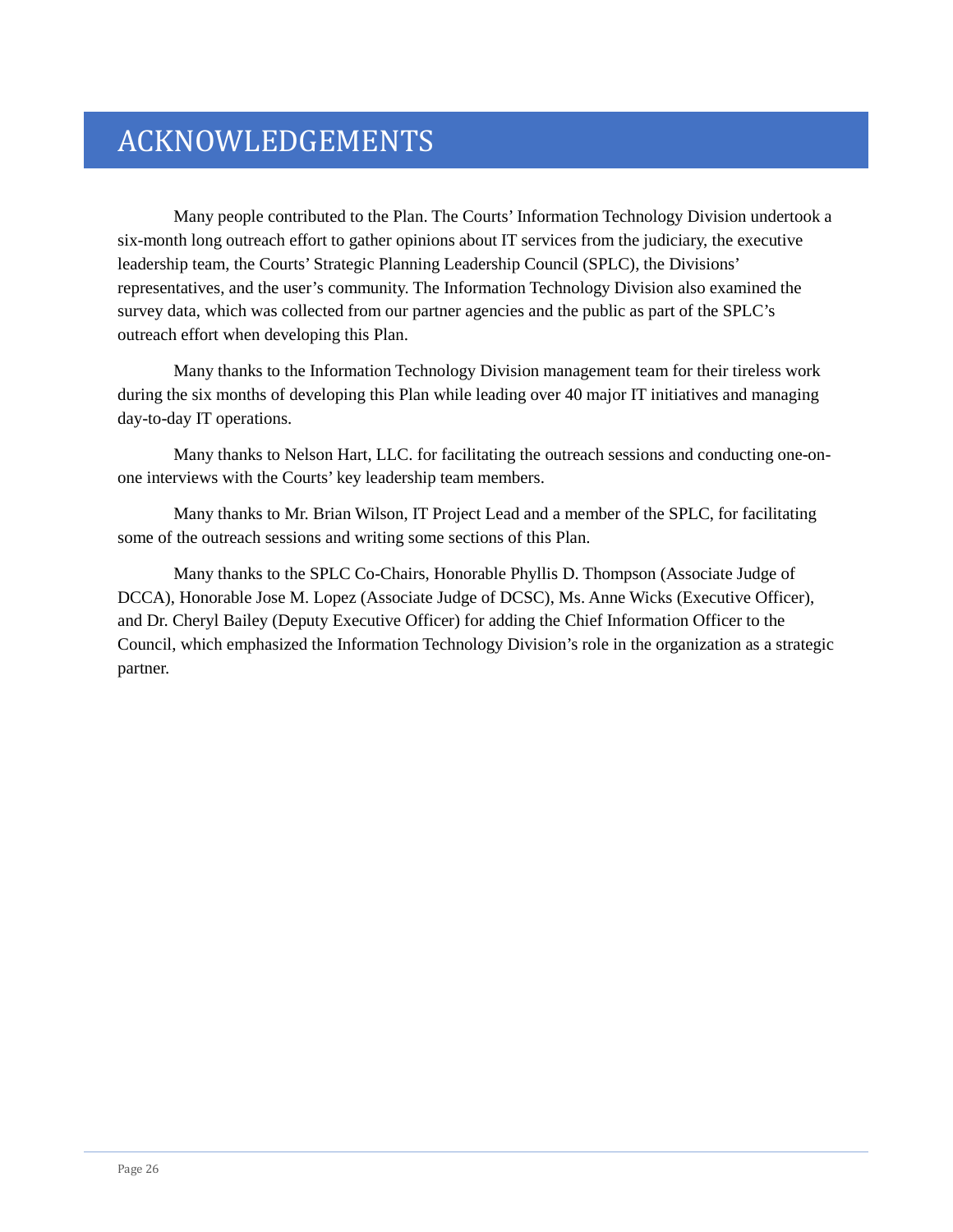# ACKNOWLEDGEMENTS

Many people contributed to the Plan. The Courts' Information Technology Division undertook a six-month long outreach effort to gather opinions about IT services from the judiciary, the executive leadership team, the Courts' Strategic Planning Leadership Council (SPLC), the Divisions' representatives, and the user's community. The Information Technology Division also examined the survey data, which was collected from our partner agencies and the public as part of the SPLC's outreach effort when developing this Plan.

Many thanks to the Information Technology Division management team for their tireless work during the six months of developing this Plan while leading over 40 major IT initiatives and managing day-to-day IT operations.

Many thanks to Nelson Hart, LLC. for facilitating the outreach sessions and conducting one-on-one interviews with the Courts' key leadership team members.

Many thanks to Mr. Brian Wilson, IT Project Lead and a member of the SPLC, for facilitating some of the outreach sessions and writing some sections of this Plan.

Many thanks to the SPLC Co-Chairs, Honorable Phyllis D. Thompson (Associate Judge of DCCA), Honorable Jose M. Lopez (Associate Judge of DCSC), Ms. Anne Wicks (Executive Officer), and Dr. Cheryl Bailey (Deputy Executive Officer) for adding the Chief Information Officer to the Council, which emphasized the Information Technology Division's role in the organization as a strategic partner.